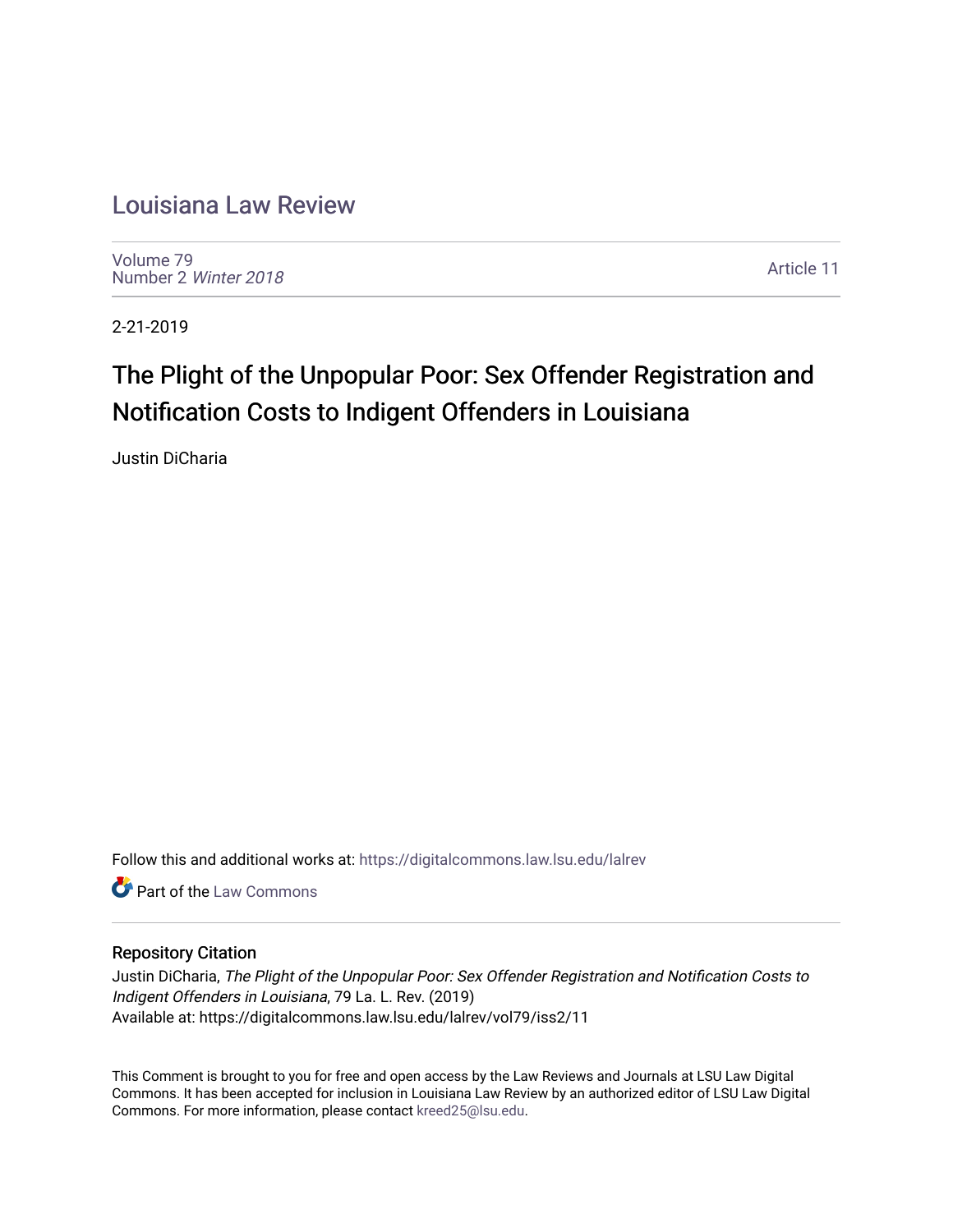# Louisiana Law Review

Volume 79
Number 2 *Winter 2018*

Article 11

2-21-2019

## The Plight of the Unpopular Poor: Sex Offender Registration and Notification Costs to Indigent Offenders in Louisiana

Justin DiCharia

Follow this and additional works at: https://digitalcommons.law.lsu.edu/lalrev

Part of the Law Commons

### Repository Citation

Justin DiCharia, *The Plight of the Unpopular Poor: Sex Offender Registration and Notification Costs to Indigent Offenders in Louisiana*, 79 La. L. Rev. (2019)
Available at: https://digitalcommons.law.lsu.edu/lalrev/vol79/iss2/11

This Comment is brought to you for free and open access by the Law Reviews and Journals at LSU Law Digital Commons. It has been accepted for inclusion in Louisiana Law Review by an authorized editor of LSU Law Digital Commons. For more information, please contact kreed25@lsu.edu.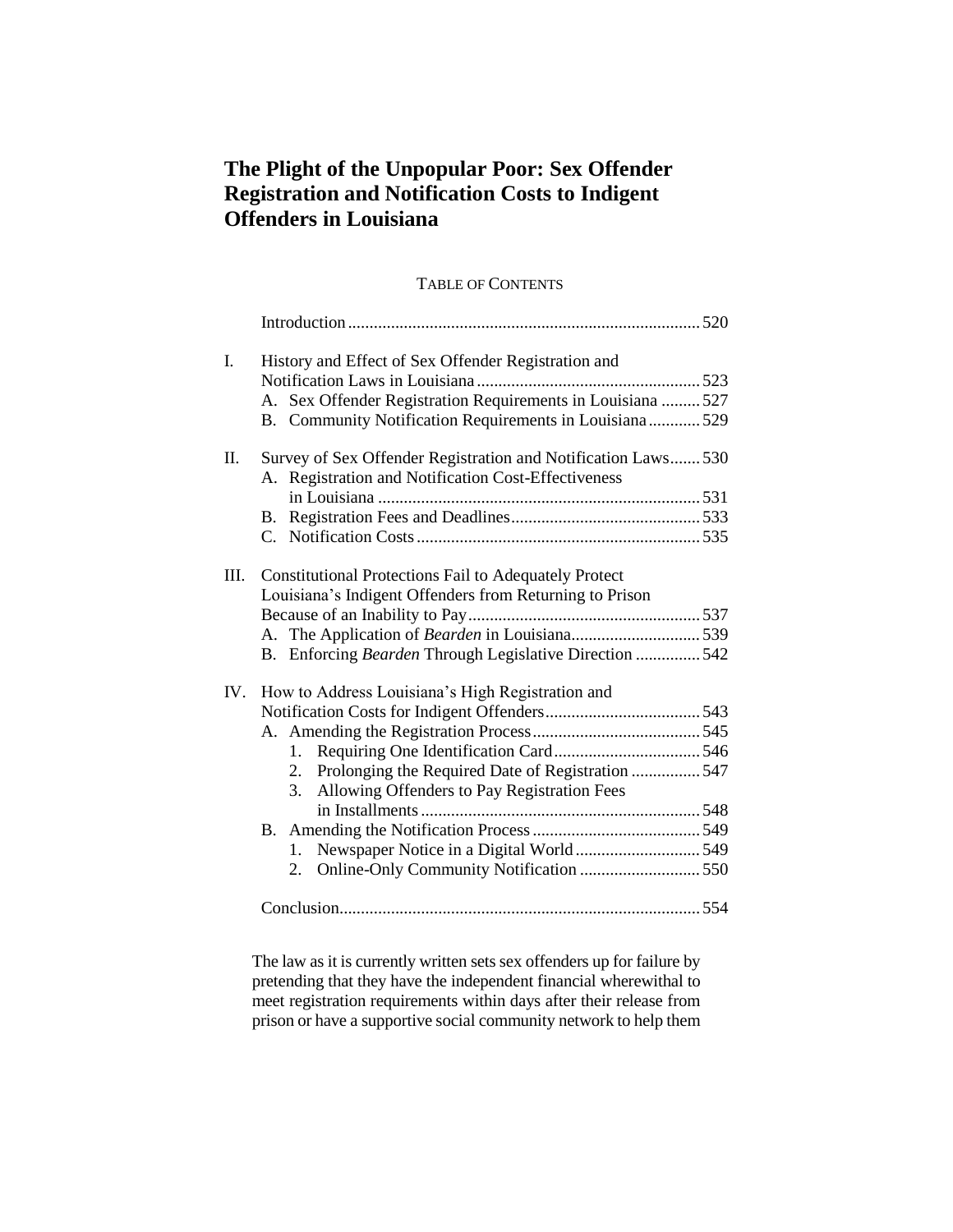# The Plight of the Unpopular Poor: Sex Offender Registration and Notification Costs to Indigent Offenders in Louisiana

TABLE OF CONTENTS

Introduction .......... 520

I. History and Effect of Sex Offender Registration and Notification Laws in Louisiana .......... 523
  A. Sex Offender Registration Requirements in Louisiana .......... 527
  B. Community Notification Requirements in Louisiana .......... 529

II. Survey of Sex Offender Registration and Notification Laws .......... 530
  A. Registration and Notification Cost-Effectiveness in Louisiana .......... 531
  B. Registration Fees and Deadlines .......... 533
  C. Notification Costs .......... 535

III. Constitutional Protections Fail to Adequately Protect Louisiana's Indigent Offenders from Returning to Prison Because of an Inability to Pay .......... 537
  A. The Application of *Bearden* in Louisiana .......... 539
  B. Enforcing *Bearden* Through Legislative Direction .......... 542

IV. How to Address Louisiana's High Registration and Notification Costs for Indigent Offenders .......... 543
  A. Amending the Registration Process .......... 545
    1. Requiring One Identification Card .......... 546
    2. Prolonging the Required Date of Registration .......... 547
    3. Allowing Offenders to Pay Registration Fees in Installments .......... 548
  B. Amending the Notification Process .......... 549
    1. Newspaper Notice in a Digital World .......... 549
    2. Online-Only Community Notification .......... 550

Conclusion .......... 554

> The law as it is currently written sets sex offenders up for failure by pretending that they have the independent financial wherewithal to meet registration requirements within days after their release from prison or have a supportive social community network to help them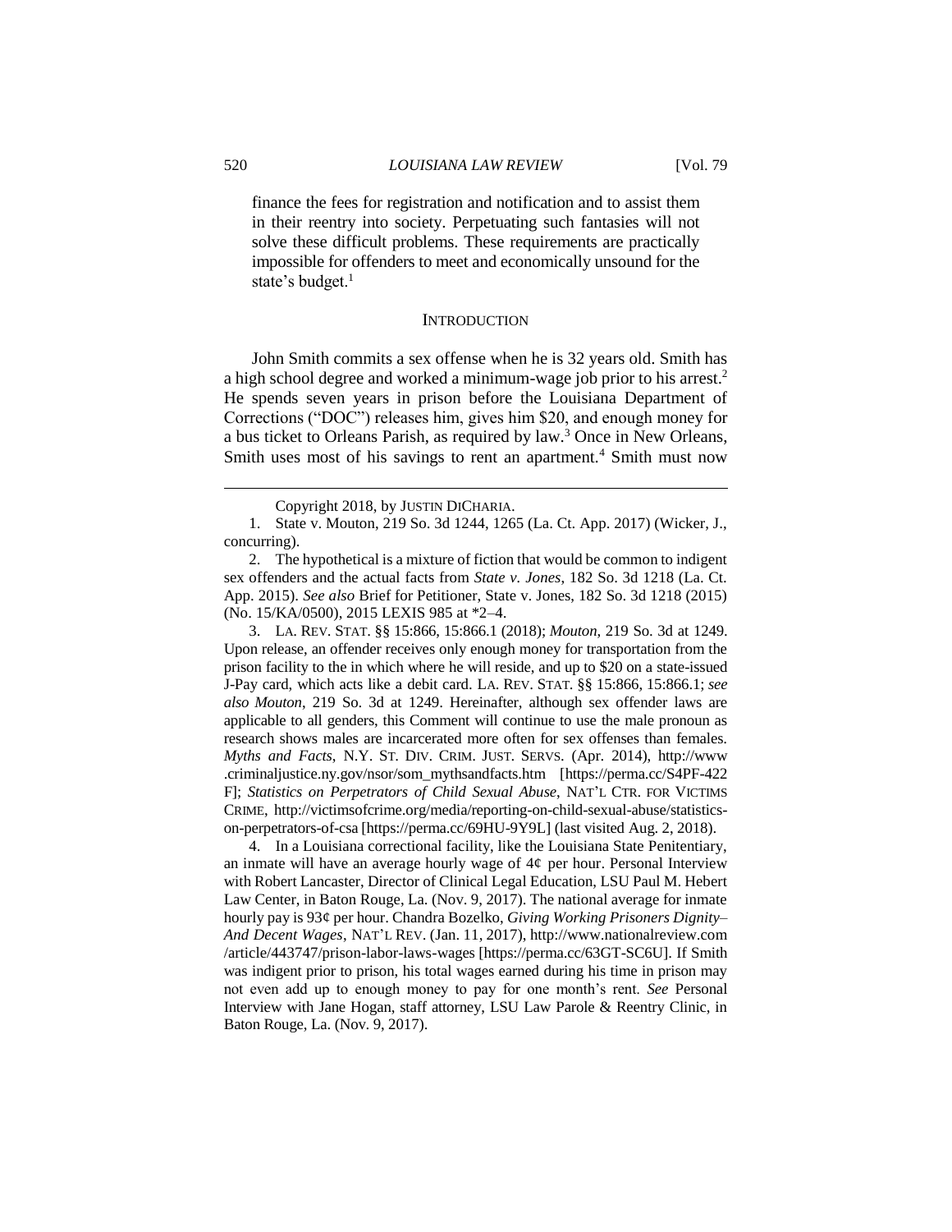finance the fees for registration and notification and to assist them in their reentry into society. Perpetuating such fantasies will not solve these difficult problems. These requirements are practically impossible for offenders to meet and economically unsound for the state's budget.[1]

## INTRODUCTION

John Smith commits a sex offense when he is 32 years old. Smith has a high school degree and worked a minimum-wage job prior to his arrest.[2] He spends seven years in prison before the Louisiana Department of Corrections ("DOC") releases him, gives him $20, and enough money for a bus ticket to Orleans Parish, as required by law.[3] Once in New Orleans, Smith uses most of his savings to rent an apartment.[4] Smith must now

---

Copyright 2018, by JUSTIN DICHARIA.

1. State v. Mouton, 219 So. 3d 1244, 1265 (La. Ct. App. 2017) (Wicker, J., concurring).

2. The hypothetical is a mixture of fiction that would be common to indigent sex offenders and the actual facts from *State v. Jones*, 182 So. 3d 1218 (La. Ct. App. 2015). *See also* Brief for Petitioner, State v. Jones, 182 So. 3d 1218 (2015) (No. 15/KA/0500), 2015 LEXIS 985 at *2–4.

3. LA. REV. STAT. §§ 15:866, 15:866.1 (2018); *Mouton*, 219 So. 3d at 1249. Upon release, an offender receives only enough money for transportation from the prison facility to the in which where he will reside, and up to $20 on a state-issued J-Pay card, which acts like a debit card. LA. REV. STAT. §§ 15:866, 15:866.1; *see also Mouton*, 219 So. 3d at 1249. Hereinafter, although sex offender laws are applicable to all genders, this Comment will continue to use the male pronoun as research shows males are incarcerated more often for sex offenses than females. *Myths and Facts*, N.Y. ST. DIV. CRIM. JUST. SERVS. (Apr. 2014), http://www.criminaljustice.ny.gov/nsor/som_mythsandfacts.htm [https://perma.cc/S4PF-422F]; *Statistics on Perpetrators of Child Sexual Abuse*, NAT'L CTR. FOR VICTIMS CRIME, http://victimsofcrime.org/media/reporting-on-child-sexual-abuse/statistics-on-perpetrators-of-csa [https://perma.cc/69HU-9Y9L] (last visited Aug. 2, 2018).

4. In a Louisiana correctional facility, like the Louisiana State Penitentiary, an inmate will have an average hourly wage of 4¢ per hour. Personal Interview with Robert Lancaster, Director of Clinical Legal Education, LSU Paul M. Hebert Law Center, in Baton Rouge, La. (Nov. 9, 2017). The national average for inmate hourly pay is 93¢ per hour. Chandra Bozelko, *Giving Working Prisoners Dignity–And Decent Wages*, NAT'L REV. (Jan. 11, 2017), http://www.nationalreview.com/article/443747/prison-labor-laws-wages [https://perma.cc/63GT-SC6U]. If Smith was indigent prior to prison, his total wages earned during his time in prison may not even add up to enough money to pay for one month's rent. *See* Personal Interview with Jane Hogan, staff attorney, LSU Law Parole & Reentry Clinic, in Baton Rouge, La. (Nov. 9, 2017).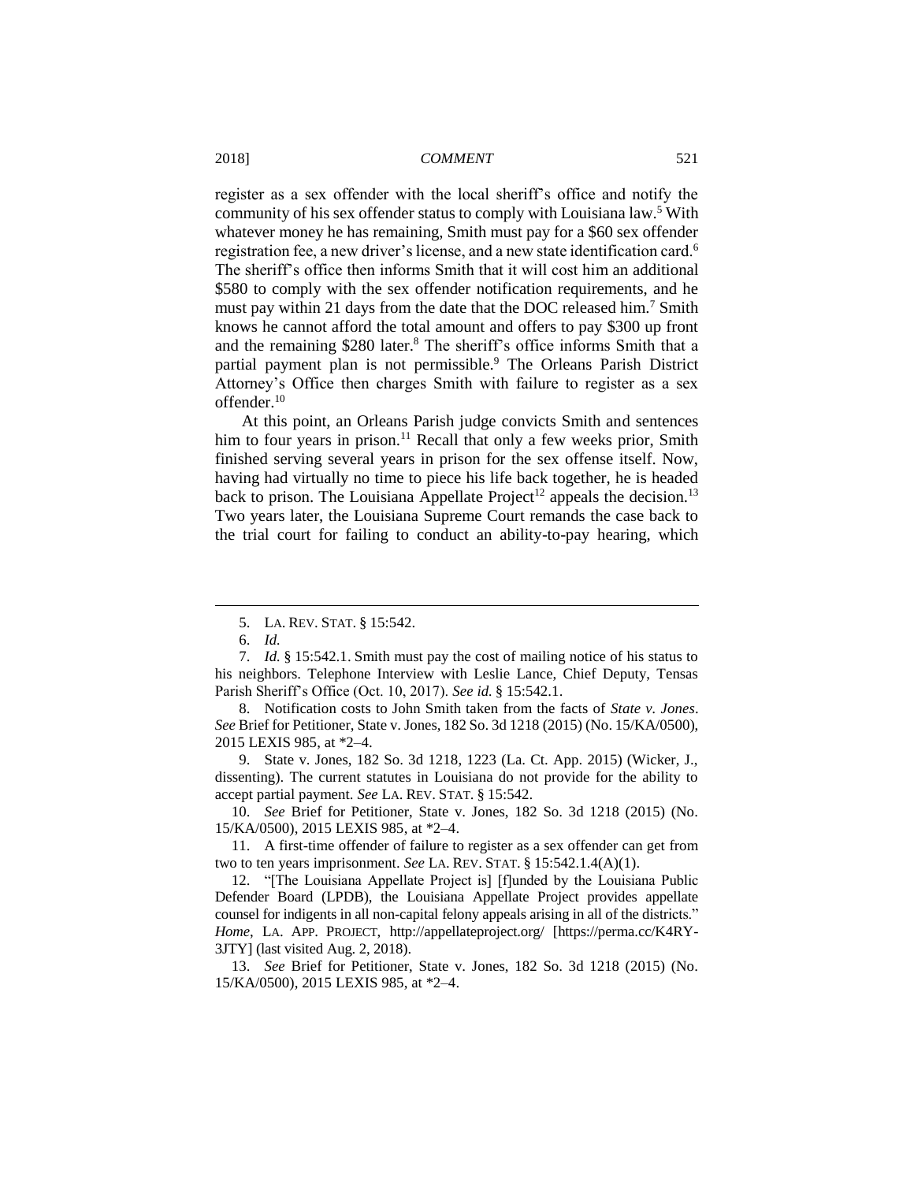register as a sex offender with the local sheriff's office and notify the community of his sex offender status to comply with Louisiana law.[5] With whatever money he has remaining, Smith must pay for a $60 sex offender registration fee, a new driver's license, and a new state identification card.[6] The sheriff's office then informs Smith that it will cost him an additional $580 to comply with the sex offender notification requirements, and he must pay within 21 days from the date that the DOC released him.[7] Smith knows he cannot afford the total amount and offers to pay $300 up front and the remaining $280 later.[8] The sheriff's office informs Smith that a partial payment plan is not permissible.[9] The Orleans Parish District Attorney's Office then charges Smith with failure to register as a sex offender.[10]

At this point, an Orleans Parish judge convicts Smith and sentences him to four years in prison.[11] Recall that only a few weeks prior, Smith finished serving several years in prison for the sex offense itself. Now, having had virtually no time to piece his life back together, he is headed back to prison. The Louisiana Appellate Project[12] appeals the decision.[13] Two years later, the Louisiana Supreme Court remands the case back to the trial court for failing to conduct an ability-to-pay hearing, which

---

5. LA. REV. STAT. § 15:542.

6. *Id.*

7. *Id.* § 15:542.1. Smith must pay the cost of mailing notice of his status to his neighbors. Telephone Interview with Leslie Lance, Chief Deputy, Tensas Parish Sheriff's Office (Oct. 10, 2017). *See id.* § 15:542.1.

8. Notification costs to John Smith taken from the facts of *State v. Jones*. *See* Brief for Petitioner, State v. Jones, 182 So. 3d 1218 (2015) (No. 15/KA/0500), 2015 LEXIS 985, at *2–4.

9. State v. Jones, 182 So. 3d 1218, 1223 (La. Ct. App. 2015) (Wicker, J., dissenting). The current statutes in Louisiana do not provide for the ability to accept partial payment. *See* LA. REV. STAT. § 15:542.

10. *See* Brief for Petitioner, State v. Jones, 182 So. 3d 1218 (2015) (No. 15/KA/0500), 2015 LEXIS 985, at *2–4.

11. A first-time offender of failure to register as a sex offender can get from two to ten years imprisonment. *See* LA. REV. STAT. § 15:542.1.4(A)(1).

12. "[The Louisiana Appellate Project is] [f]unded by the Louisiana Public Defender Board (LPDB), the Louisiana Appellate Project provides appellate counsel for indigents in all non-capital felony appeals arising in all of the districts." *Home*, LA. APP. PROJECT, http://appellateproject.org/ [https://perma.cc/K4RY-3JTY] (last visited Aug. 2, 2018).

13. *See* Brief for Petitioner, State v. Jones, 182 So. 3d 1218 (2015) (No. 15/KA/0500), 2015 LEXIS 985, at *2–4.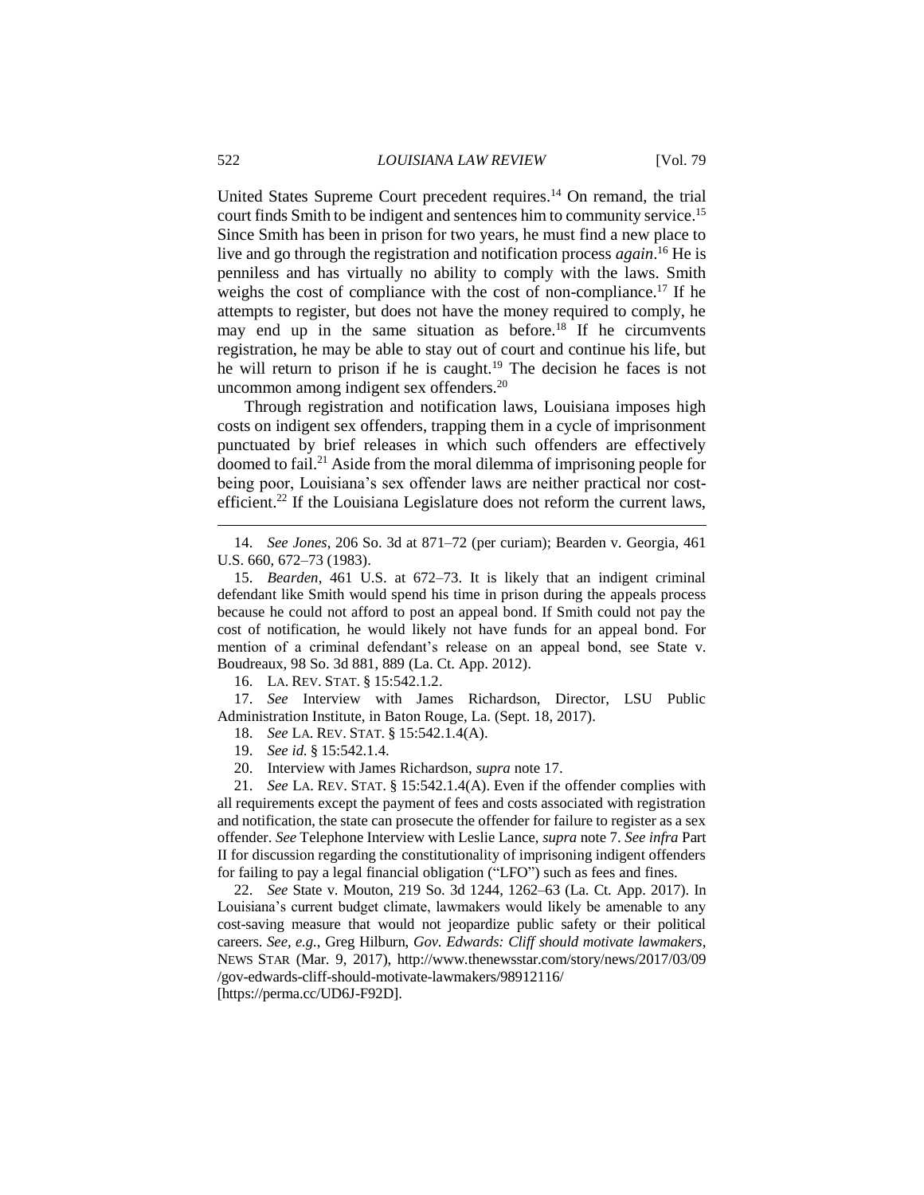United States Supreme Court precedent requires.[14] On remand, the trial court finds Smith to be indigent and sentences him to community service.[15] Since Smith has been in prison for two years, he must find a new place to live and go through the registration and notification process *again*.[16] He is penniless and has virtually no ability to comply with the laws. Smith weighs the cost of compliance with the cost of non-compliance.[17] If he attempts to register, but does not have the money required to comply, he may end up in the same situation as before.[18] If he circumvents registration, he may be able to stay out of court and continue his life, but he will return to prison if he is caught.[19] The decision he faces is not uncommon among indigent sex offenders.[20]

Through registration and notification laws, Louisiana imposes high costs on indigent sex offenders, trapping them in a cycle of imprisonment punctuated by brief releases in which such offenders are effectively doomed to fail.[21] Aside from the moral dilemma of imprisoning people for being poor, Louisiana's sex offender laws are neither practical nor cost-efficient.[22] If the Louisiana Legislature does not reform the current laws,

---

14. *See Jones*, 206 So. 3d at 871–72 (per curiam); Bearden v. Georgia, 461 U.S. 660, 672–73 (1983).

15. *Bearden*, 461 U.S. at 672–73. It is likely that an indigent criminal defendant like Smith would spend his time in prison during the appeals process because he could not afford to post an appeal bond. If Smith could not pay the cost of notification, he would likely not have funds for an appeal bond. For mention of a criminal defendant's release on an appeal bond, see State v. Boudreaux, 98 So. 3d 881, 889 (La. Ct. App. 2012).

16. LA. REV. STAT. § 15:542.1.2.

17. *See* Interview with James Richardson, Director, LSU Public Administration Institute, in Baton Rouge, La. (Sept. 18, 2017).

18. *See* LA. REV. STAT. § 15:542.1.4(A).

19. *See id.* § 15:542.1.4.

20. Interview with James Richardson, *supra* note 17.

21. *See* LA. REV. STAT. § 15:542.1.4(A). Even if the offender complies with all requirements except the payment of fees and costs associated with registration and notification, the state can prosecute the offender for failure to register as a sex offender. *See* Telephone Interview with Leslie Lance, *supra* note 7. *See infra* Part II for discussion regarding the constitutionality of imprisoning indigent offenders for failing to pay a legal financial obligation ("LFO") such as fees and fines.

22. *See* State v. Mouton, 219 So. 3d 1244, 1262–63 (La. Ct. App. 2017). In Louisiana's current budget climate, lawmakers would likely be amenable to any cost-saving measure that would not jeopardize public safety or their political careers. *See, e.g.*, Greg Hilburn, *Gov. Edwards: Cliff should motivate lawmakers*, NEWS STAR (Mar. 9, 2017), http://www.thenewsstar.com/story/news/2017/03/09/gov-edwards-cliff-should-motivate-lawmakers/98912116/ [https://perma.cc/UD6J-F92D].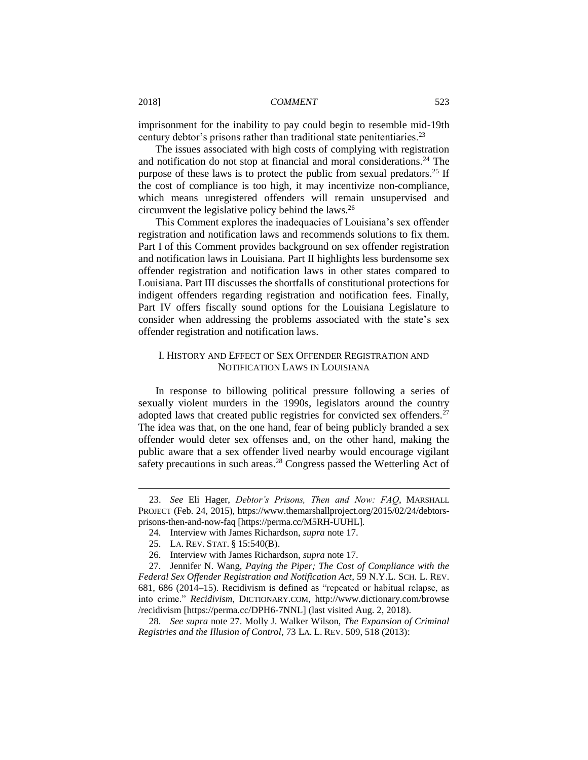imprisonment for the inability to pay could begin to resemble mid-19th century debtor's prisons rather than traditional state penitentiaries.[23]

The issues associated with high costs of complying with registration and notification do not stop at financial and moral considerations.[24] The purpose of these laws is to protect the public from sexual predators.[25] If the cost of compliance is too high, it may incentivize non-compliance, which means unregistered offenders will remain unsupervised and circumvent the legislative policy behind the laws.[26]

This Comment explores the inadequacies of Louisiana's sex offender registration and notification laws and recommends solutions to fix them. Part I of this Comment provides background on sex offender registration and notification laws in Louisiana. Part II highlights less burdensome sex offender registration and notification laws in other states compared to Louisiana. Part III discusses the shortfalls of constitutional protections for indigent offenders regarding registration and notification fees. Finally, Part IV offers fiscally sound options for the Louisiana Legislature to consider when addressing the problems associated with the state's sex offender registration and notification laws.

## I. HISTORY AND EFFECT OF SEX OFFENDER REGISTRATION AND NOTIFICATION LAWS IN LOUISIANA

In response to billowing political pressure following a series of sexually violent murders in the 1990s, legislators around the country adopted laws that created public registries for convicted sex offenders.[27] The idea was that, on the one hand, fear of being publicly branded a sex offender would deter sex offenses and, on the other hand, making the public aware that a sex offender lived nearby would encourage vigilant safety precautions in such areas.[28] Congress passed the Wetterling Act of

---

23. *See* Eli Hager, *Debtor's Prisons, Then and Now: FAQ*, MARSHALL PROJECT (Feb. 24, 2015), https://www.themarshallproject.org/2015/02/24/debtors-prisons-then-and-now-faq [https://perma.cc/M5RH-UUHL].

24. Interview with James Richardson, *supra* note 17.

25. LA. REV. STAT. § 15:540(B).

26. Interview with James Richardson, *supra* note 17.

27. Jennifer N. Wang, *Paying the Piper; The Cost of Compliance with the Federal Sex Offender Registration and Notification Act*, 59 N.Y.L. SCH. L. REV. 681, 686 (2014–15). Recidivism is defined as "repeated or habitual relapse, as into crime." *Recidivism*, DICTIONARY.COM, http://www.dictionary.com/browse/recidivism [https://perma.cc/DPH6-7NNL] (last visited Aug. 2, 2018).

28. *See supra* note 27. Molly J. Walker Wilson, *The Expansion of Criminal Registries and the Illusion of Control*, 73 LA. L. REV. 509, 518 (2013):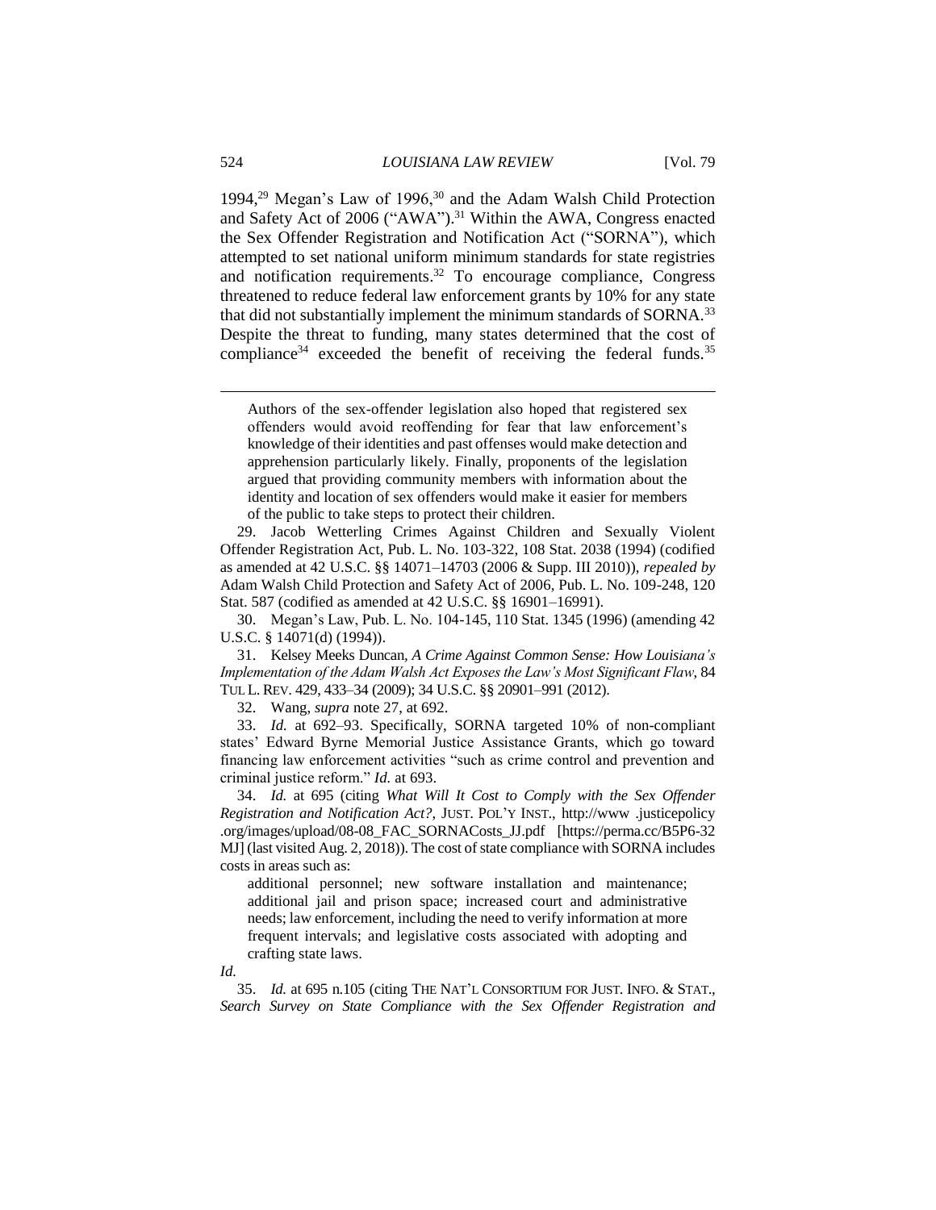1994,[29] Megan's Law of 1996,[30] and the Adam Walsh Child Protection and Safety Act of 2006 ("AWA").[31] Within the AWA, Congress enacted the Sex Offender Registration and Notification Act ("SORNA"), which attempted to set national uniform minimum standards for state registries and notification requirements.[32] To encourage compliance, Congress threatened to reduce federal law enforcement grants by 10% for any state that did not substantially implement the minimum standards of SORNA.[33] Despite the threat to funding, many states determined that the cost of compliance[34] exceeded the benefit of receiving the federal funds.[35]

---

> Authors of the sex-offender legislation also hoped that registered sex offenders would avoid reoffending for fear that law enforcement's knowledge of their identities and past offenses would make detection and apprehension particularly likely. Finally, proponents of the legislation argued that providing community members with information about the identity and location of sex offenders would make it easier for members of the public to take steps to protect their children.

29. Jacob Wetterling Crimes Against Children and Sexually Violent Offender Registration Act, Pub. L. No. 103-322, 108 Stat. 2038 (1994) (codified as amended at 42 U.S.C. §§ 14071–14703 (2006 & Supp. III 2010)), *repealed by* Adam Walsh Child Protection and Safety Act of 2006, Pub. L. No. 109-248, 120 Stat. 587 (codified as amended at 42 U.S.C. §§ 16901–16991).

30. Megan's Law, Pub. L. No. 104-145, 110 Stat. 1345 (1996) (amending 42 U.S.C. § 14071(d) (1994)).

31. Kelsey Meeks Duncan, *A Crime Against Common Sense: How Louisiana's Implementation of the Adam Walsh Act Exposes the Law's Most Significant Flaw*, 84 TUL L. REV. 429, 433–34 (2009); 34 U.S.C. §§ 20901–991 (2012).

32. Wang, *supra* note 27, at 692.

33. *Id.* at 692–93. Specifically, SORNA targeted 10% of non-compliant states' Edward Byrne Memorial Justice Assistance Grants, which go toward financing law enforcement activities "such as crime control and prevention and criminal justice reform." *Id.* at 693.

34. *Id.* at 695 (citing *What Will It Cost to Comply with the Sex Offender Registration and Notification Act?*, JUST. POL'Y INST., http://www .justicepolicy .org/images/upload/08-08_FAC_SORNACosts_JJ.pdf [https://perma.cc/B5P6-32 MJ] (last visited Aug. 2, 2018)). The cost of state compliance with SORNA includes costs in areas such as:

> additional personnel; new software installation and maintenance; additional jail and prison space; increased court and administrative needs; law enforcement, including the need to verify information at more frequent intervals; and legislative costs associated with adopting and crafting state laws.

*Id.*

35. *Id.* at 695 n.105 (citing THE NAT'L CONSORTIUM FOR JUST. INFO. & STAT., *Search Survey on State Compliance with the Sex Offender Registration and*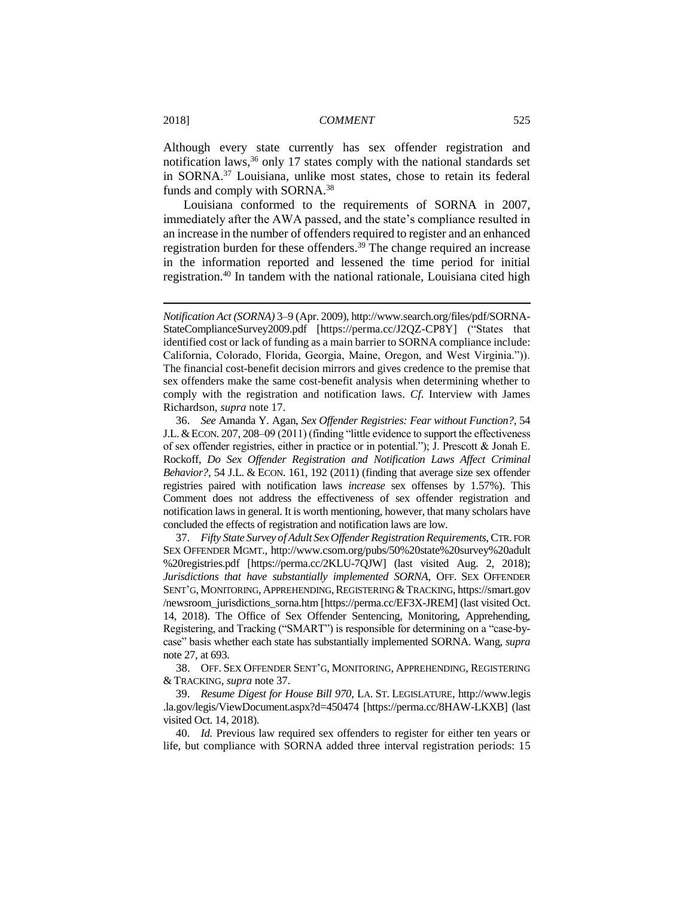Although every state currently has sex offender registration and notification laws,[36] only 17 states comply with the national standards set in SORNA.[37] Louisiana, unlike most states, chose to retain its federal funds and comply with SORNA.[38]

Louisiana conformed to the requirements of SORNA in 2007, immediately after the AWA passed, and the state's compliance resulted in an increase in the number of offenders required to register and an enhanced registration burden for these offenders.[39] The change required an increase in the information reported and lessened the time period for initial registration.[40] In tandem with the national rationale, Louisiana cited high

---

*Notification Act (SORNA)* 3–9 (Apr. 2009), http://www.search.org/files/pdf/SORNA-StateComplianceSurvey2009.pdf [https://perma.cc/J2QZ-CP8Y] ("States that identified cost or lack of funding as a main barrier to SORNA compliance include: California, Colorado, Florida, Georgia, Maine, Oregon, and West Virginia.")). The financial cost-benefit decision mirrors and gives credence to the premise that sex offenders make the same cost-benefit analysis when determining whether to comply with the registration and notification laws. *Cf*. Interview with James Richardson, *supra* note 17.

36. *See* Amanda Y. Agan, *Sex Offender Registries: Fear without Function?*, 54 J.L. & ECON. 207, 208–09 (2011) (finding "little evidence to support the effectiveness of sex offender registries, either in practice or in potential."); J. Prescott & Jonah E. Rockoff, *Do Sex Offender Registration and Notification Laws Affect Criminal Behavior?*, 54 J.L. & ECON. 161, 192 (2011) (finding that average size sex offender registries paired with notification laws *increase* sex offenses by 1.57%). This Comment does not address the effectiveness of sex offender registration and notification laws in general. It is worth mentioning, however, that many scholars have concluded the effects of registration and notification laws are low.

37. *Fifty State Survey of Adult Sex Offender Registration Requirements*, CTR. FOR SEX OFFENDER MGMT., http://www.csom.org/pubs/50%20state%20survey%20adult%20registries.pdf [https://perma.cc/2KLU-7QJW] (last visited Aug. 2, 2018); *Jurisdictions that have substantially implemented SORNA*, OFF. SEX OFFENDER SENT'G, MONITORING, APPREHENDING, REGISTERING & TRACKING, https://smart.gov/newsroom_jurisdictions_sorna.htm [https://perma.cc/EF3X-JREM] (last visited Oct. 14, 2018). The Office of Sex Offender Sentencing, Monitoring, Apprehending, Registering, and Tracking ("SMART") is responsible for determining on a "case-by-case" basis whether each state has substantially implemented SORNA. Wang, *supra* note 27, at 693.

38. OFF. SEX OFFENDER SENT'G, MONITORING, APPREHENDING, REGISTERING & TRACKING, *supra* note 37.

39. *Resume Digest for House Bill 970*, LA. ST. LEGISLATURE, http://www.legis.la.gov/legis/ViewDocument.aspx?d=450474 [https://perma.cc/8HAW-LKXB] (last visited Oct. 14, 2018).

40. *Id.* Previous law required sex offenders to register for either ten years or life, but compliance with SORNA added three interval registration periods: 15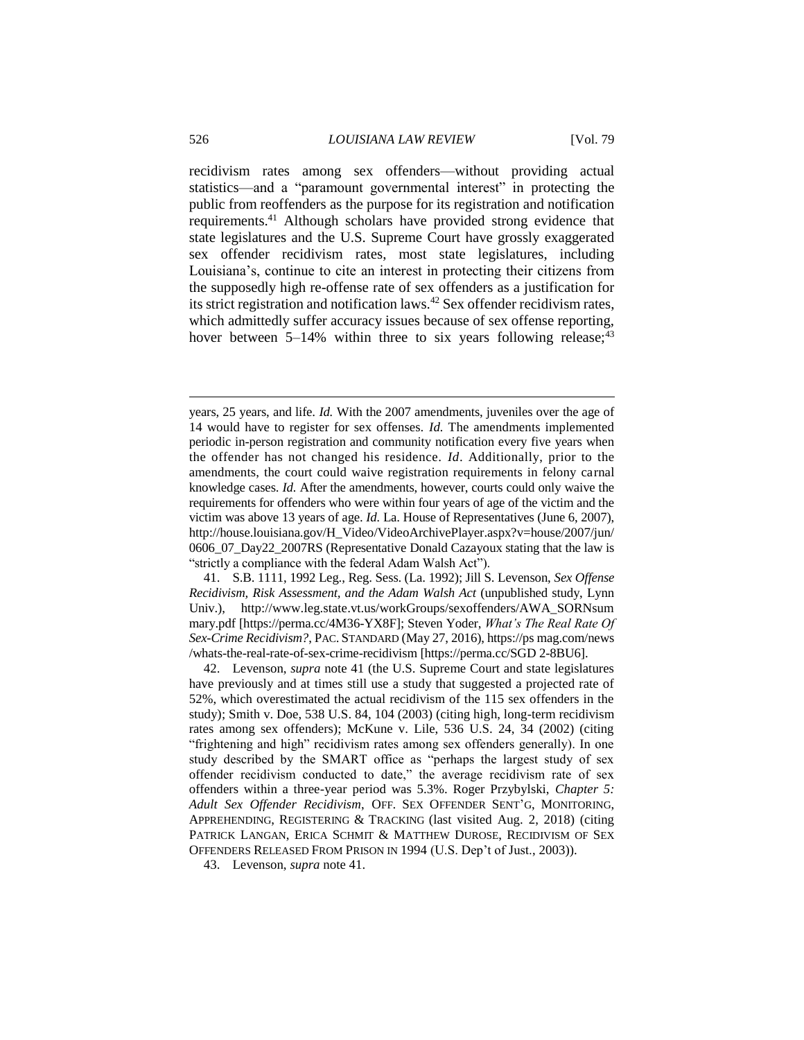recidivism rates among sex offenders—without providing actual statistics—and a "paramount governmental interest" in protecting the public from reoffenders as the purpose for its registration and notification requirements.[41] Although scholars have provided strong evidence that state legislatures and the U.S. Supreme Court have grossly exaggerated sex offender recidivism rates, most state legislatures, including Louisiana's, continue to cite an interest in protecting their citizens from the supposedly high re-offense rate of sex offenders as a justification for its strict registration and notification laws.[42] Sex offender recidivism rates, which admittedly suffer accuracy issues because of sex offense reporting, hover between 5–14% within three to six years following release;[43]

---

years, 25 years, and life. *Id.* With the 2007 amendments, juveniles over the age of 14 would have to register for sex offenses. *Id.* The amendments implemented periodic in-person registration and community notification every five years when the offender has not changed his residence. *Id*. Additionally, prior to the amendments, the court could waive registration requirements in felony carnal knowledge cases. *Id.* After the amendments, however, courts could only waive the requirements for offenders who were within four years of age of the victim and the victim was above 13 years of age. *Id.* La. House of Representatives (June 6, 2007), http://house.louisiana.gov/H_Video/VideoArchivePlayer.aspx?v=house/2007/jun/0606_07_Day22_2007RS (Representative Donald Cazayoux stating that the law is "strictly a compliance with the federal Adam Walsh Act").

41. S.B. 1111, 1992 Leg., Reg. Sess. (La. 1992); Jill S. Levenson, *Sex Offense Recidivism, Risk Assessment, and the Adam Walsh Act* (unpublished study, Lynn Univ.), http://www.leg.state.vt.us/workGroups/sexoffenders/AWA_SORNsummary.pdf [https://perma.cc/4M36-YX8F]; Steven Yoder, *What's The Real Rate Of Sex-Crime Recidivism?*, PAC. STANDARD (May 27, 2016), https://psmag.com/news/whats-the-real-rate-of-sex-crime-recidivism [https://perma.cc/SGD2-8BU6].

42. Levenson, *supra* note 41 (the U.S. Supreme Court and state legislatures have previously and at times still use a study that suggested a projected rate of 52%, which overestimated the actual recidivism of the 115 sex offenders in the study); Smith v. Doe, 538 U.S. 84, 104 (2003) (citing high, long-term recidivism rates among sex offenders); McKune v. Lile, 536 U.S. 24, 34 (2002) (citing "frightening and high" recidivism rates among sex offenders generally). In one study described by the SMART office as "perhaps the largest study of sex offender recidivism conducted to date," the average recidivism rate of sex offenders within a three-year period was 5.3%. Roger Przybylski, *Chapter 5: Adult Sex Offender Recidivism*, OFF. SEX OFFENDER SENT'G, MONITORING, APPREHENDING, REGISTERING & TRACKING (last visited Aug. 2, 2018) (citing PATRICK LANGAN, ERICA SCHMIT & MATTHEW DUROSE, RECIDIVISM OF SEX OFFENDERS RELEASED FROM PRISON IN 1994 (U.S. Dep't of Just., 2003)).

43. Levenson, *supra* note 41.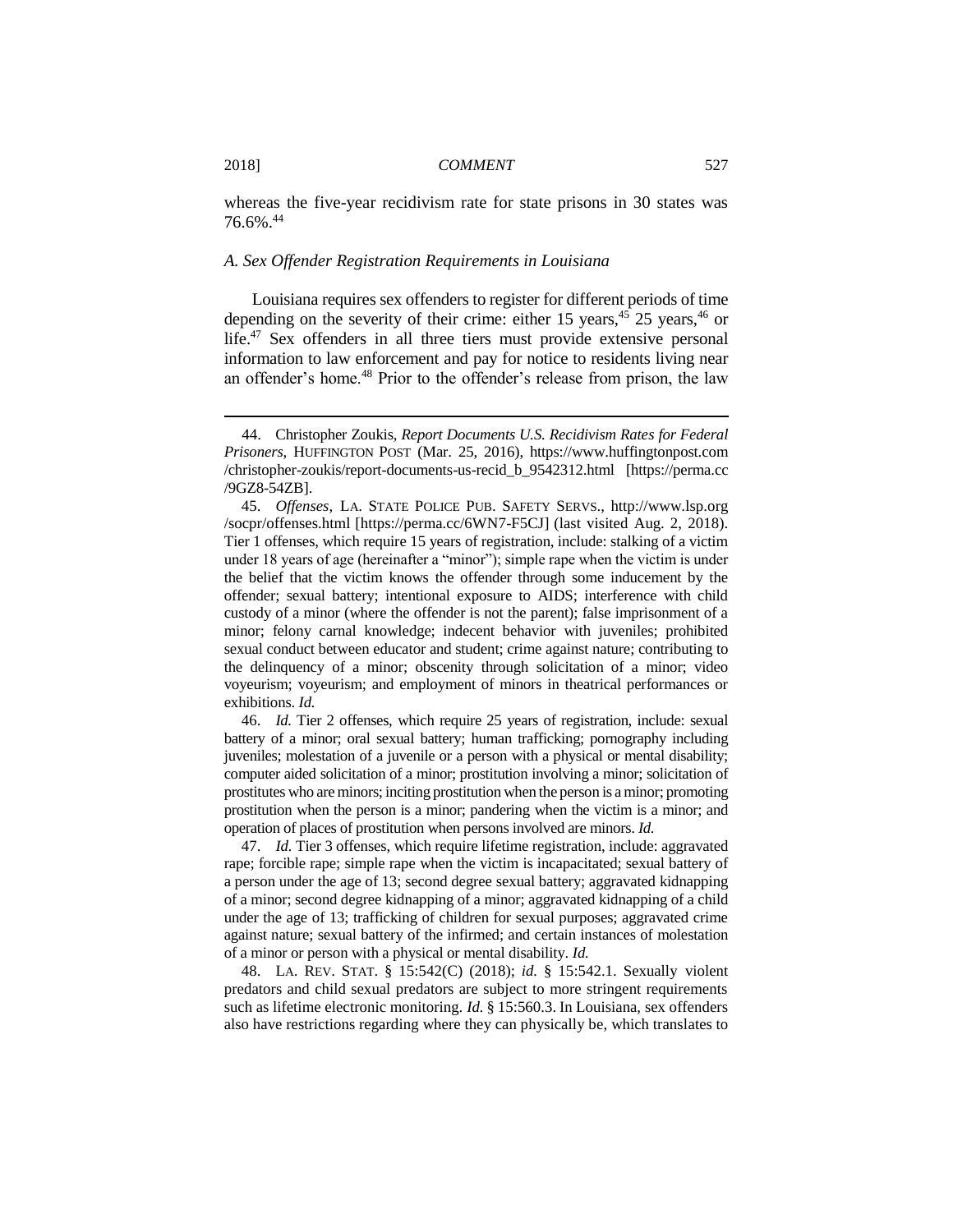whereas the five-year recidivism rate for state prisons in 30 states was 76.6%.[44]

### *A. Sex Offender Registration Requirements in Louisiana*

Louisiana requires sex offenders to register for different periods of time depending on the severity of their crime: either 15 years,[45] 25 years,[46] or life.[47] Sex offenders in all three tiers must provide extensive personal information to law enforcement and pay for notice to residents living near an offender's home.[48] Prior to the offender's release from prison, the law

---

44. Christopher Zoukis, *Report Documents U.S. Recidivism Rates for Federal Prisoners*, HUFFINGTON POST (Mar. 25, 2016), https://www.huffingtonpost.com/christopher-zoukis/report-documents-us-recid_b_9542312.html [https://perma.cc/9GZ8-54ZB].

45. *Offenses*, LA. STATE POLICE PUB. SAFETY SERVS., http://www.lsp.org/socpr/offenses.html [https://perma.cc/6WN7-F5CJ] (last visited Aug. 2, 2018). Tier 1 offenses, which require 15 years of registration, include: stalking of a victim under 18 years of age (hereinafter a "minor"); simple rape when the victim is under the belief that the victim knows the offender through some inducement by the offender; sexual battery; intentional exposure to AIDS; interference with child custody of a minor (where the offender is not the parent); false imprisonment of a minor; felony carnal knowledge; indecent behavior with juveniles; prohibited sexual conduct between educator and student; crime against nature; contributing to the delinquency of a minor; obscenity through solicitation of a minor; video voyeurism; voyeurism; and employment of minors in theatrical performances or exhibitions. *Id.*

46. *Id.* Tier 2 offenses, which require 25 years of registration, include: sexual battery of a minor; oral sexual battery; human trafficking; pornography including juveniles; molestation of a juvenile or a person with a physical or mental disability; computer aided solicitation of a minor; prostitution involving a minor; solicitation of prostitutes who are minors; inciting prostitution when the person is a minor; promoting prostitution when the person is a minor; pandering when the victim is a minor; and operation of places of prostitution when persons involved are minors. *Id.*

47. *Id.* Tier 3 offenses, which require lifetime registration, include: aggravated rape; forcible rape; simple rape when the victim is incapacitated; sexual battery of a person under the age of 13; second degree sexual battery; aggravated kidnapping of a minor; second degree kidnapping of a minor; aggravated kidnapping of a child under the age of 13; trafficking of children for sexual purposes; aggravated crime against nature; sexual battery of the infirmed; and certain instances of molestation of a minor or person with a physical or mental disability. *Id.*

48. LA. REV. STAT. § 15:542(C) (2018); *id.* § 15:542.1. Sexually violent predators and child sexual predators are subject to more stringent requirements such as lifetime electronic monitoring. *Id.* § 15:560.3. In Louisiana, sex offenders also have restrictions regarding where they can physically be, which translates to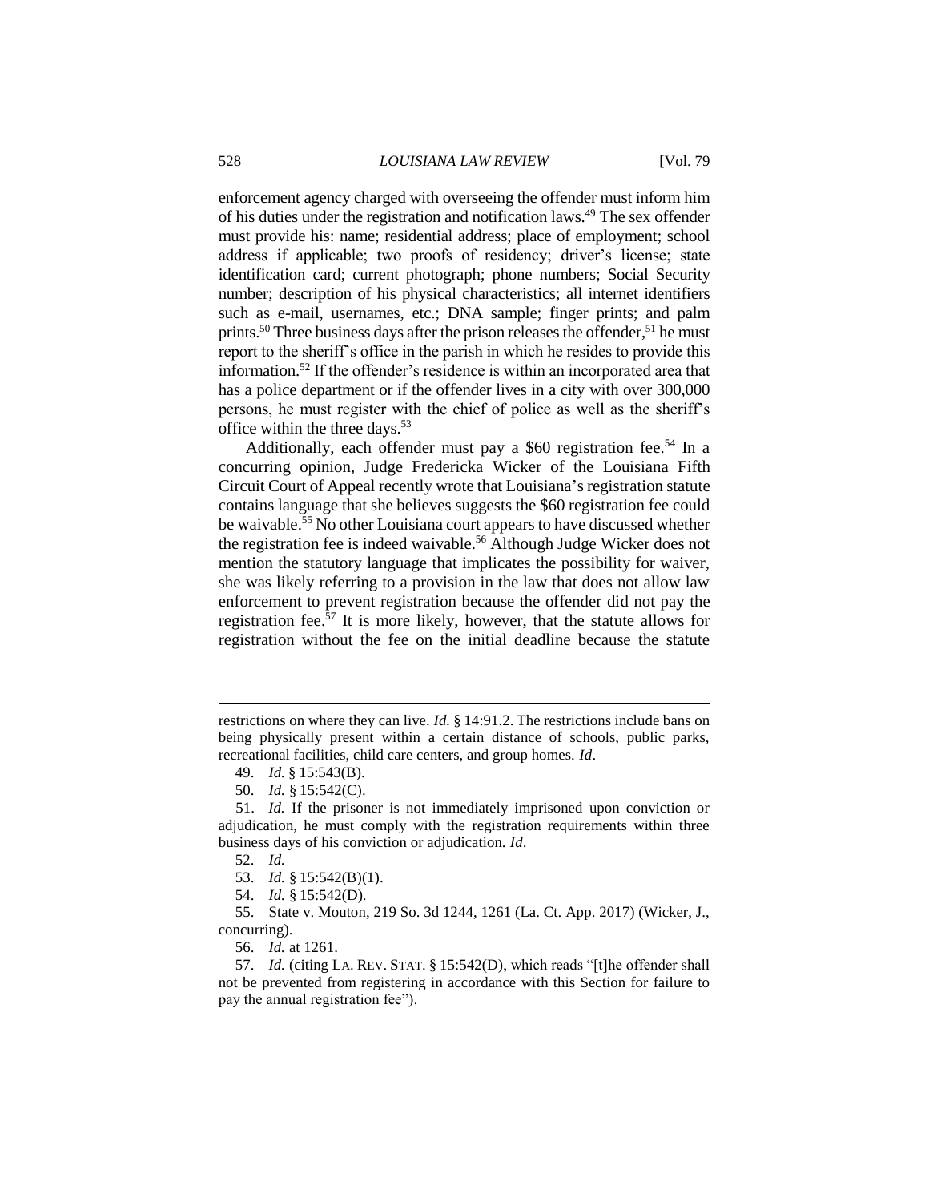enforcement agency charged with overseeing the offender must inform him of his duties under the registration and notification laws.[49] The sex offender must provide his: name; residential address; place of employment; school address if applicable; two proofs of residency; driver's license; state identification card; current photograph; phone numbers; Social Security number; description of his physical characteristics; all internet identifiers such as e-mail, usernames, etc.; DNA sample; finger prints; and palm prints.[50] Three business days after the prison releases the offender,[51] he must report to the sheriff's office in the parish in which he resides to provide this information.[52] If the offender's residence is within an incorporated area that has a police department or if the offender lives in a city with over 300,000 persons, he must register with the chief of police as well as the sheriff's office within the three days.[53]

Additionally, each offender must pay a $60 registration fee.[54] In a concurring opinion, Judge Fredericka Wicker of the Louisiana Fifth Circuit Court of Appeal recently wrote that Louisiana's registration statute contains language that she believes suggests the $60 registration fee could be waivable.[55] No other Louisiana court appears to have discussed whether the registration fee is indeed waivable.[56] Although Judge Wicker does not mention the statutory language that implicates the possibility for waiver, she was likely referring to a provision in the law that does not allow law enforcement to prevent registration because the offender did not pay the registration fee.[57] It is more likely, however, that the statute allows for registration without the fee on the initial deadline because the statute

---

restrictions on where they can live. *Id.* § 14:91.2. The restrictions include bans on being physically present within a certain distance of schools, public parks, recreational facilities, child care centers, and group homes. *Id*.

49. *Id.* § 15:543(B).

50. *Id.* § 15:542(C).

51. *Id.* If the prisoner is not immediately imprisoned upon conviction or adjudication, he must comply with the registration requirements within three business days of his conviction or adjudication. *Id*.

52. *Id.*

53. *Id.* § 15:542(B)(1).

54. *Id.* § 15:542(D).

55. State v. Mouton, 219 So. 3d 1244, 1261 (La. Ct. App. 2017) (Wicker, J., concurring).

56. *Id.* at 1261.

57. *Id.* (citing LA. REV. STAT. § 15:542(D), which reads "[t]he offender shall not be prevented from registering in accordance with this Section for failure to pay the annual registration fee").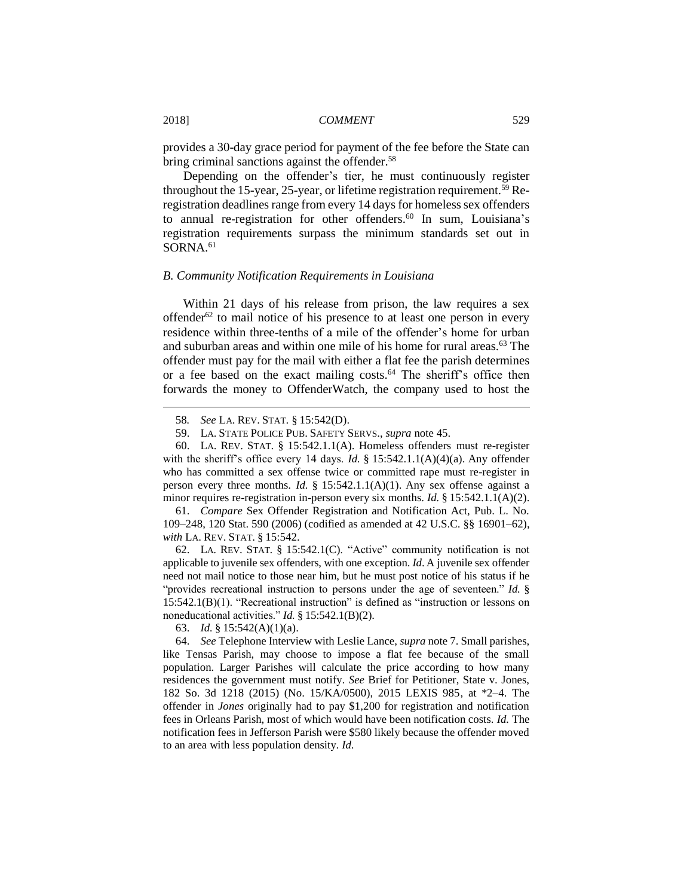provides a 30-day grace period for payment of the fee before the State can bring criminal sanctions against the offender.[58]

Depending on the offender's tier, he must continuously register throughout the 15-year, 25-year, or lifetime registration requirement.[59] Re-registration deadlines range from every 14 days for homeless sex offenders to annual re-registration for other offenders.[60] In sum, Louisiana's registration requirements surpass the minimum standards set out in SORNA.[61]

### *B. Community Notification Requirements in Louisiana*

Within 21 days of his release from prison, the law requires a sex offender[62] to mail notice of his presence to at least one person in every residence within three-tenths of a mile of the offender's home for urban and suburban areas and within one mile of his home for rural areas.[63] The offender must pay for the mail with either a flat fee the parish determines or a fee based on the exact mailing costs.[64] The sheriff's office then forwards the money to OffenderWatch, the company used to host the

---

58. *See* LA. REV. STAT. § 15:542(D).

59. LA. STATE POLICE PUB. SAFETY SERVS., *supra* note 45.

60. LA. REV. STAT. § 15:542.1.1(A). Homeless offenders must re-register with the sheriff's office every 14 days. *Id.* § 15:542.1.1(A)(4)(a). Any offender who has committed a sex offense twice or committed rape must re-register in person every three months. *Id.* § 15:542.1.1(A)(1). Any sex offense against a minor requires re-registration in-person every six months. *Id.* § 15:542.1.1(A)(2).

61. *Compare* Sex Offender Registration and Notification Act, Pub. L. No. 109–248, 120 Stat. 590 (2006) (codified as amended at 42 U.S.C. §§ 16901–62), *with* LA. REV. STAT. § 15:542.

62. LA. REV. STAT. § 15:542.1(C). "Active" community notification is not applicable to juvenile sex offenders, with one exception. *Id*. A juvenile sex offender need not mail notice to those near him, but he must post notice of his status if he "provides recreational instruction to persons under the age of seventeen." *Id.* § 15:542.1(B)(1). "Recreational instruction" is defined as "instruction or lessons on noneducational activities." *Id.* § 15:542.1(B)(2).

63. *Id.* § 15:542(A)(1)(a).

64. *See* Telephone Interview with Leslie Lance, *supra* note 7. Small parishes, like Tensas Parish, may choose to impose a flat fee because of the small population. Larger Parishes will calculate the price according to how many residences the government must notify. *See* Brief for Petitioner, State v. Jones, 182 So. 3d 1218 (2015) (No. 15/KA/0500), 2015 LEXIS 985, at *2–4. The offender in *Jones* originally had to pay $1,200 for registration and notification fees in Orleans Parish, most of which would have been notification costs. *Id.* The notification fees in Jefferson Parish were $580 likely because the offender moved to an area with less population density. *Id.*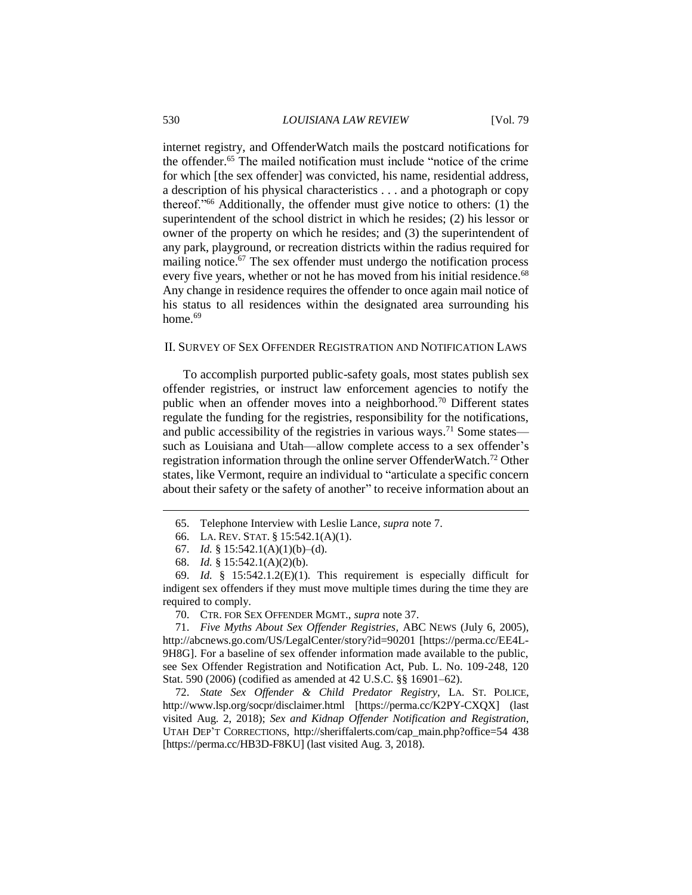internet registry, and OffenderWatch mails the postcard notifications for the offender.[65] The mailed notification must include "notice of the crime for which [the sex offender] was convicted, his name, residential address, a description of his physical characteristics . . . and a photograph or copy thereof."[66] Additionally, the offender must give notice to others: (1) the superintendent of the school district in which he resides; (2) his lessor or owner of the property on which he resides; and (3) the superintendent of any park, playground, or recreation districts within the radius required for mailing notice.[67] The sex offender must undergo the notification process every five years, whether or not he has moved from his initial residence.[68] Any change in residence requires the offender to once again mail notice of his status to all residences within the designated area surrounding his home.[69]

## II. SURVEY OF SEX OFFENDER REGISTRATION AND NOTIFICATION LAWS

To accomplish purported public-safety goals, most states publish sex offender registries, or instruct law enforcement agencies to notify the public when an offender moves into a neighborhood.[70] Different states regulate the funding for the registries, responsibility for the notifications, and public accessibility of the registries in various ways.[71] Some states—such as Louisiana and Utah—allow complete access to a sex offender's registration information through the online server OffenderWatch.[72] Other states, like Vermont, require an individual to "articulate a specific concern about their safety or the safety of another" to receive information about an

---

65. Telephone Interview with Leslie Lance, *supra* note 7.

66. LA. REV. STAT. § 15:542.1(A)(1).

67. *Id.* § 15:542.1(A)(1)(b)–(d).

68. *Id.* § 15:542.1(A)(2)(b).

69. *Id.* § 15:542.1.2(E)(1). This requirement is especially difficult for indigent sex offenders if they must move multiple times during the time they are required to comply.

70. CTR. FOR SEX OFFENDER MGMT., *supra* note 37.

71. *Five Myths About Sex Offender Registries*, ABC NEWS (July 6, 2005), http://abcnews.go.com/US/LegalCenter/story?id=90201 [https://perma.cc/EE4L-9H8G]. For a baseline of sex offender information made available to the public, see Sex Offender Registration and Notification Act, Pub. L. No. 109-248, 120 Stat. 590 (2006) (codified as amended at 42 U.S.C. §§ 16901–62).

72. *State Sex Offender & Child Predator Registry*, LA. ST. POLICE, http://www.lsp.org/socpr/disclaimer.html [https://perma.cc/K2PY-CXQX] (last visited Aug. 2, 2018); *Sex and Kidnap Offender Notification and Registration*, UTAH DEP'T CORRECTIONS, http://sheriffalerts.com/cap_main.php?office=54 438 [https://perma.cc/HB3D-F8KU] (last visited Aug. 3, 2018).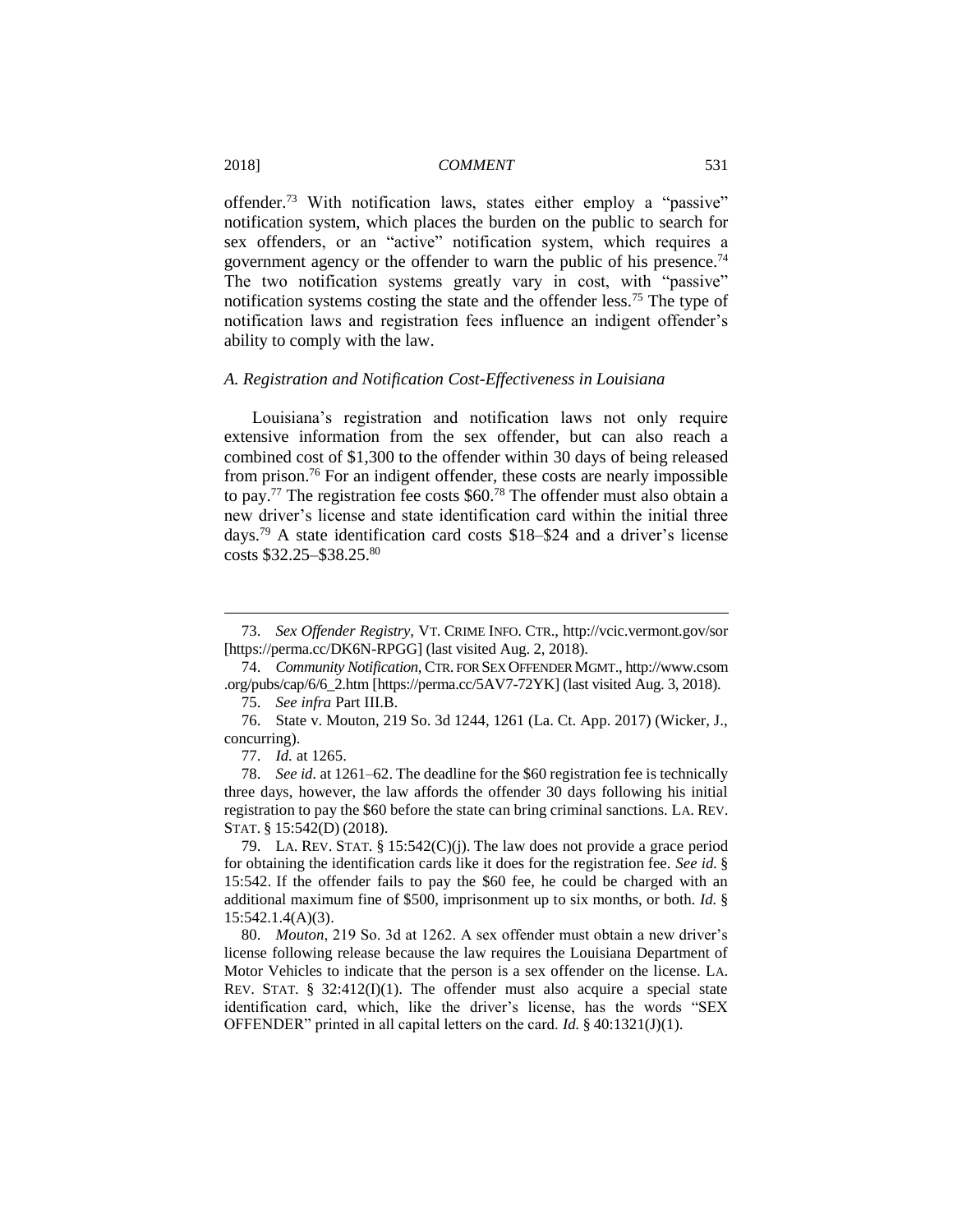offender.[73] With notification laws, states either employ a "passive" notification system, which places the burden on the public to search for sex offenders, or an "active" notification system, which requires a government agency or the offender to warn the public of his presence.[74] The two notification systems greatly vary in cost, with "passive" notification systems costing the state and the offender less.[75] The type of notification laws and registration fees influence an indigent offender's ability to comply with the law.

### *A. Registration and Notification Cost-Effectiveness in Louisiana*

Louisiana's registration and notification laws not only require extensive information from the sex offender, but can also reach a combined cost of $1,300 to the offender within 30 days of being released from prison.[76] For an indigent offender, these costs are nearly impossible to pay.[77] The registration fee costs $60.[78] The offender must also obtain a new driver's license and state identification card within the initial three days.[79] A state identification card costs $18–$24 and a driver's license costs $32.25–$38.25.[80]

---

73. *Sex Offender Registry*, VT. CRIME INFO. CTR., http://vcic.vermont.gov/sor [https://perma.cc/DK6N-RPGG] (last visited Aug. 2, 2018).

74. *Community Notification*, CTR. FOR SEX OFFENDER MGMT., http://www.csom.org/pubs/cap/6/6_2.htm [https://perma.cc/5AV7-72YK] (last visited Aug. 3, 2018).

75. *See infra* Part III.B.

76. State v. Mouton, 219 So. 3d 1244, 1261 (La. Ct. App. 2017) (Wicker, J., concurring).

77. *Id.* at 1265.

78. *See id.* at 1261–62. The deadline for the $60 registration fee is technically three days, however, the law affords the offender 30 days following his initial registration to pay the $60 before the state can bring criminal sanctions. LA. REV. STAT. § 15:542(D) (2018).

79. LA. REV. STAT. § 15:542(C)(j). The law does not provide a grace period for obtaining the identification cards like it does for the registration fee. *See id.* § 15:542. If the offender fails to pay the $60 fee, he could be charged with an additional maximum fine of $500, imprisonment up to six months, or both. *Id.* § 15:542.1.4(A)(3).

80. *Mouton*, 219 So. 3d at 1262. A sex offender must obtain a new driver's license following release because the law requires the Louisiana Department of Motor Vehicles to indicate that the person is a sex offender on the license. LA. REV. STAT. § 32:412(I)(1). The offender must also acquire a special state identification card, which, like the driver's license, has the words "SEX OFFENDER" printed in all capital letters on the card. *Id.* § 40:1321(J)(1).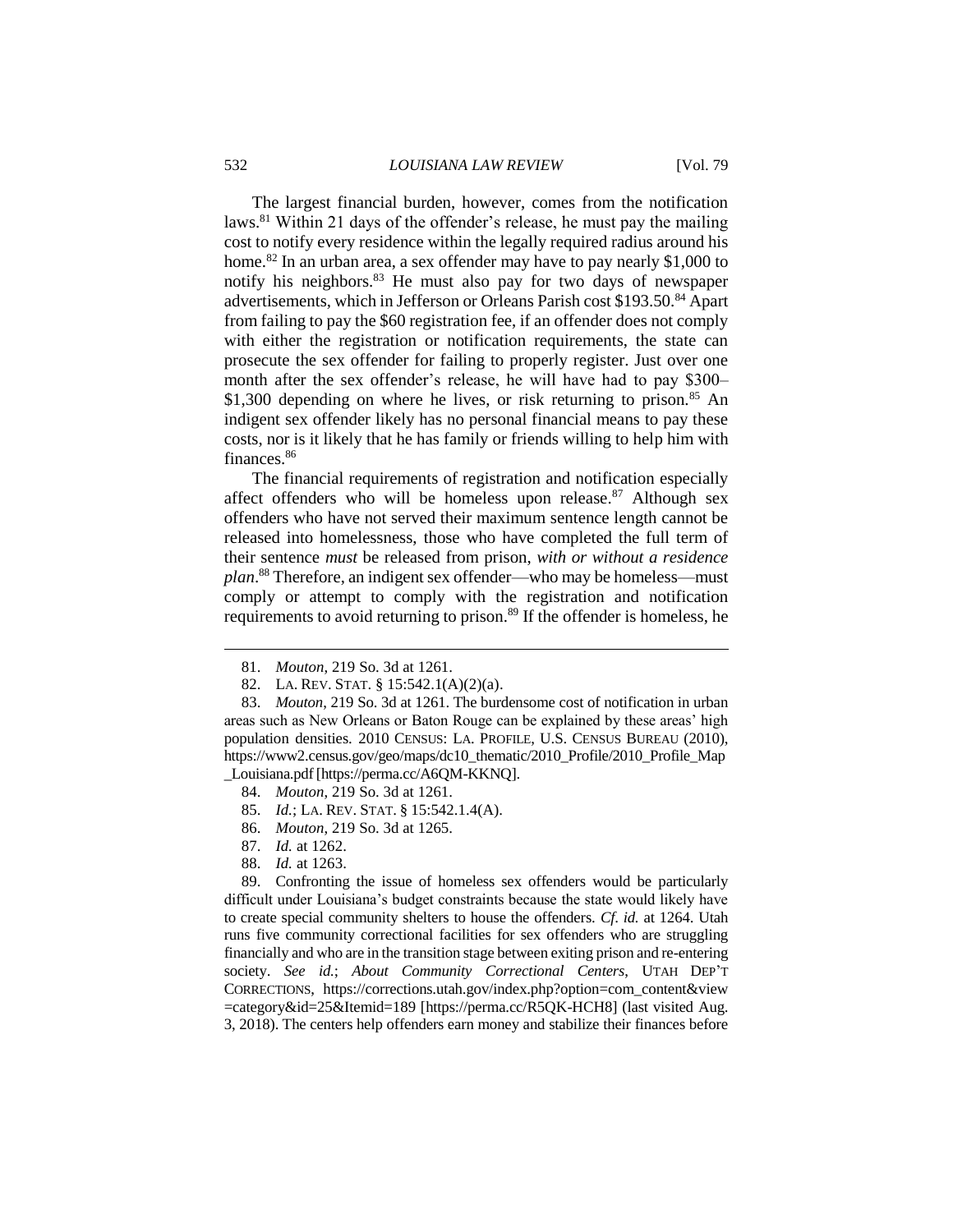The largest financial burden, however, comes from the notification laws.[81] Within 21 days of the offender's release, he must pay the mailing cost to notify every residence within the legally required radius around his home.[82] In an urban area, a sex offender may have to pay nearly $1,000 to notify his neighbors.[83] He must also pay for two days of newspaper advertisements, which in Jefferson or Orleans Parish cost $193.50.[84] Apart from failing to pay the $60 registration fee, if an offender does not comply with either the registration or notification requirements, the state can prosecute the sex offender for failing to properly register. Just over one month after the sex offender's release, he will have had to pay $300–$1,300 depending on where he lives, or risk returning to prison.[85] An indigent sex offender likely has no personal financial means to pay these costs, nor is it likely that he has family or friends willing to help him with finances.[86]

The financial requirements of registration and notification especially affect offenders who will be homeless upon release.[87] Although sex offenders who have not served their maximum sentence length cannot be released into homelessness, those who have completed the full term of their sentence *must* be released from prison, *with or without a residence plan*.[88] Therefore, an indigent sex offender—who may be homeless—must comply or attempt to comply with the registration and notification requirements to avoid returning to prison.[89] If the offender is homeless, he

---

81. *Mouton*, 219 So. 3d at 1261.

82. LA. REV. STAT. § 15:542.1(A)(2)(a).

83. *Mouton*, 219 So. 3d at 1261. The burdensome cost of notification in urban areas such as New Orleans or Baton Rouge can be explained by these areas' high population densities. 2010 CENSUS: LA. PROFILE, U.S. CENSUS BUREAU (2010), https://www2.census.gov/geo/maps/dc10_thematic/2010_Profile/2010_Profile_Map_Louisiana.pdf [https://perma.cc/A6QM-KKNQ].

84. *Mouton*, 219 So. 3d at 1261.

85. *Id.*; LA. REV. STAT. § 15:542.1.4(A).

86. *Mouton*, 219 So. 3d at 1265.

87. *Id.* at 1262.

88. *Id.* at 1263.

89. Confronting the issue of homeless sex offenders would be particularly difficult under Louisiana's budget constraints because the state would likely have to create special community shelters to house the offenders. *Cf. id.* at 1264. Utah runs five community correctional facilities for sex offenders who are struggling financially and who are in the transition stage between exiting prison and re-entering society. *See id.*; *About Community Correctional Centers*, UTAH DEP'T CORRECTIONS, https://corrections.utah.gov/index.php?option=com_content&view=category&id=25&Itemid=189 [https://perma.cc/R5QK-HCH8] (last visited Aug. 3, 2018). The centers help offenders earn money and stabilize their finances before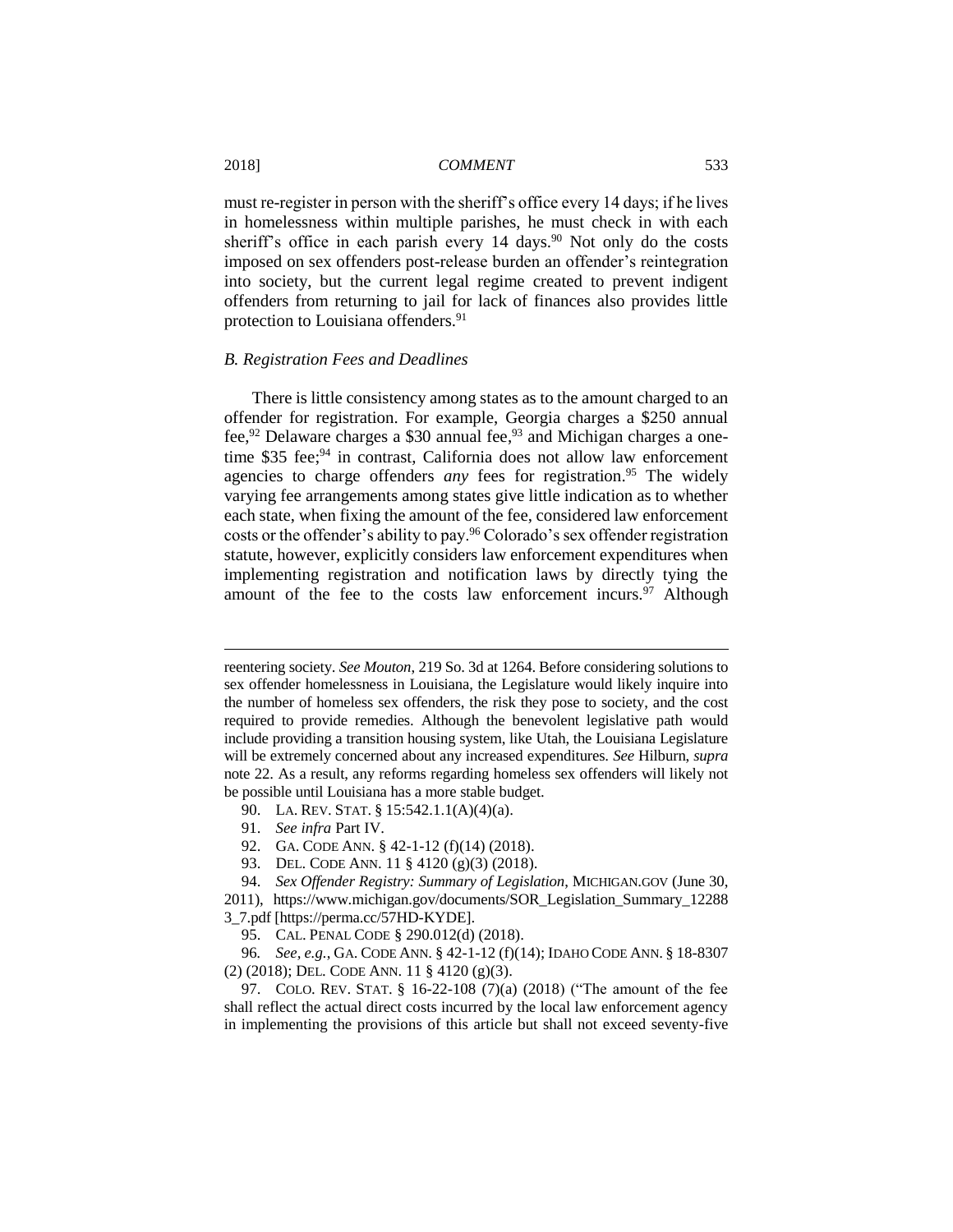must re-register in person with the sheriff's office every 14 days; if he lives in homelessness within multiple parishes, he must check in with each sheriff's office in each parish every 14 days.[90] Not only do the costs imposed on sex offenders post-release burden an offender's reintegration into society, but the current legal regime created to prevent indigent offenders from returning to jail for lack of finances also provides little protection to Louisiana offenders.[91]

### *B. Registration Fees and Deadlines*

There is little consistency among states as to the amount charged to an offender for registration. For example, Georgia charges a $250 annual fee,[92] Delaware charges a $30 annual fee,[93] and Michigan charges a one-time $35 fee;[94] in contrast, California does not allow law enforcement agencies to charge offenders *any* fees for registration.[95] The widely varying fee arrangements among states give little indication as to whether each state, when fixing the amount of the fee, considered law enforcement costs or the offender's ability to pay.[96] Colorado's sex offender registration statute, however, explicitly considers law enforcement expenditures when implementing registration and notification laws by directly tying the amount of the fee to the costs law enforcement incurs.[97] Although

---

reentering society. *See Mouton*, 219 So. 3d at 1264. Before considering solutions to sex offender homelessness in Louisiana, the Legislature would likely inquire into the number of homeless sex offenders, the risk they pose to society, and the cost required to provide remedies. Although the benevolent legislative path would include providing a transition housing system, like Utah, the Louisiana Legislature will be extremely concerned about any increased expenditures. *See* Hilburn, *supra* note 22. As a result, any reforms regarding homeless sex offenders will likely not be possible until Louisiana has a more stable budget.

90. LA. REV. STAT. § 15:542.1.1(A)(4)(a).

91. *See infra* Part IV.

92. GA. CODE ANN. § 42-1-12 (f)(14) (2018).

93. DEL. CODE ANN. 11 § 4120 (g)(3) (2018).

94. *Sex Offender Registry: Summary of Legislation*, MICHIGAN.GOV (June 30, 2011), https://www.michigan.gov/documents/SOR_Legislation_Summary_122883_7.pdf [https://perma.cc/57HD-KYDE].

95. CAL. PENAL CODE § 290.012(d) (2018).

96. *See, e.g.*, GA. CODE ANN. § 42-1-12 (f)(14); IDAHO CODE ANN. § 18-8307 (2) (2018); DEL. CODE ANN. 11 § 4120 (g)(3).

97. COLO. REV. STAT. § 16-22-108 (7)(a) (2018) ("The amount of the fee shall reflect the actual direct costs incurred by the local law enforcement agency in implementing the provisions of this article but shall not exceed seventy-five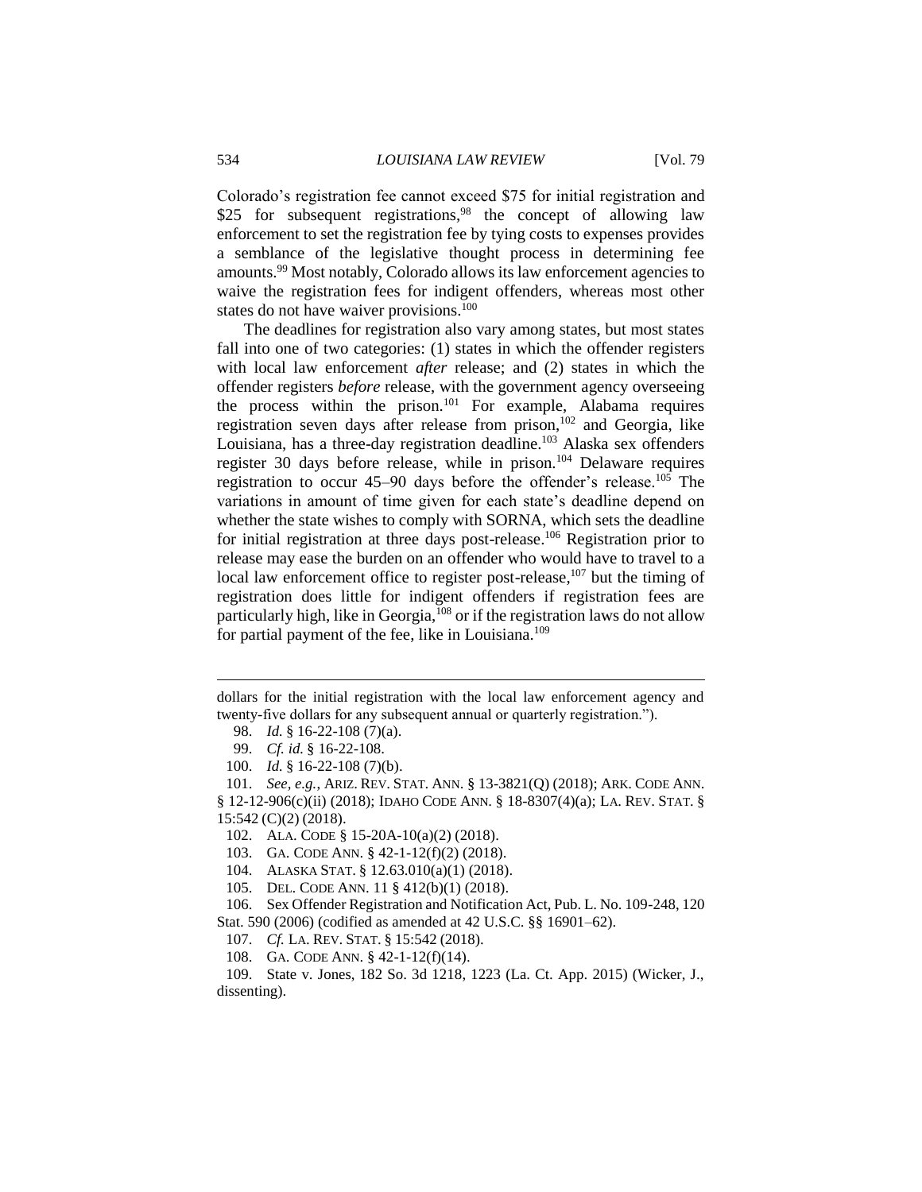Colorado's registration fee cannot exceed $75 for initial registration and $25 for subsequent registrations,[98] the concept of allowing law enforcement to set the registration fee by tying costs to expenses provides a semblance of the legislative thought process in determining fee amounts.[99] Most notably, Colorado allows its law enforcement agencies to waive the registration fees for indigent offenders, whereas most other states do not have waiver provisions.[100]

The deadlines for registration also vary among states, but most states fall into one of two categories: (1) states in which the offender registers with local law enforcement *after* release; and (2) states in which the offender registers *before* release, with the government agency overseeing the process within the prison.[101] For example, Alabama requires registration seven days after release from prison,[102] and Georgia, like Louisiana, has a three-day registration deadline.[103] Alaska sex offenders register 30 days before release, while in prison.[104] Delaware requires registration to occur 45–90 days before the offender's release.[105] The variations in amount of time given for each state's deadline depend on whether the state wishes to comply with SORNA, which sets the deadline for initial registration at three days post-release.[106] Registration prior to release may ease the burden on an offender who would have to travel to a local law enforcement office to register post-release,[107] but the timing of registration does little for indigent offenders if registration fees are particularly high, like in Georgia,[108] or if the registration laws do not allow for partial payment of the fee, like in Louisiana.[109]

---

dollars for the initial registration with the local law enforcement agency and twenty-five dollars for any subsequent annual or quarterly registration.").

98. *Id.* § 16-22-108 (7)(a).

99. *Cf. id.* § 16-22-108.

100. *Id.* § 16-22-108 (7)(b).

101. *See, e.g.*, ARIZ. REV. STAT. ANN. § 13-3821(Q) (2018); ARK. CODE ANN. § 12-12-906(c)(ii) (2018); IDAHO CODE ANN. § 18-8307(4)(a); LA. REV. STAT. § 15:542 (C)(2) (2018).

102. ALA. CODE § 15-20A-10(a)(2) (2018).

103. GA. CODE ANN. § 42-1-12(f)(2) (2018).

104. ALASKA STAT. § 12.63.010(a)(1) (2018).

105. DEL. CODE ANN. 11 § 412(b)(1) (2018).

106. Sex Offender Registration and Notification Act, Pub. L. No. 109-248, 120 Stat. 590 (2006) (codified as amended at 42 U.S.C. §§ 16901–62).

107. *Cf.* LA. REV. STAT. § 15:542 (2018).

108. GA. CODE ANN. § 42-1-12(f)(14).

109. State v. Jones, 182 So. 3d 1218, 1223 (La. Ct. App. 2015) (Wicker, J., dissenting).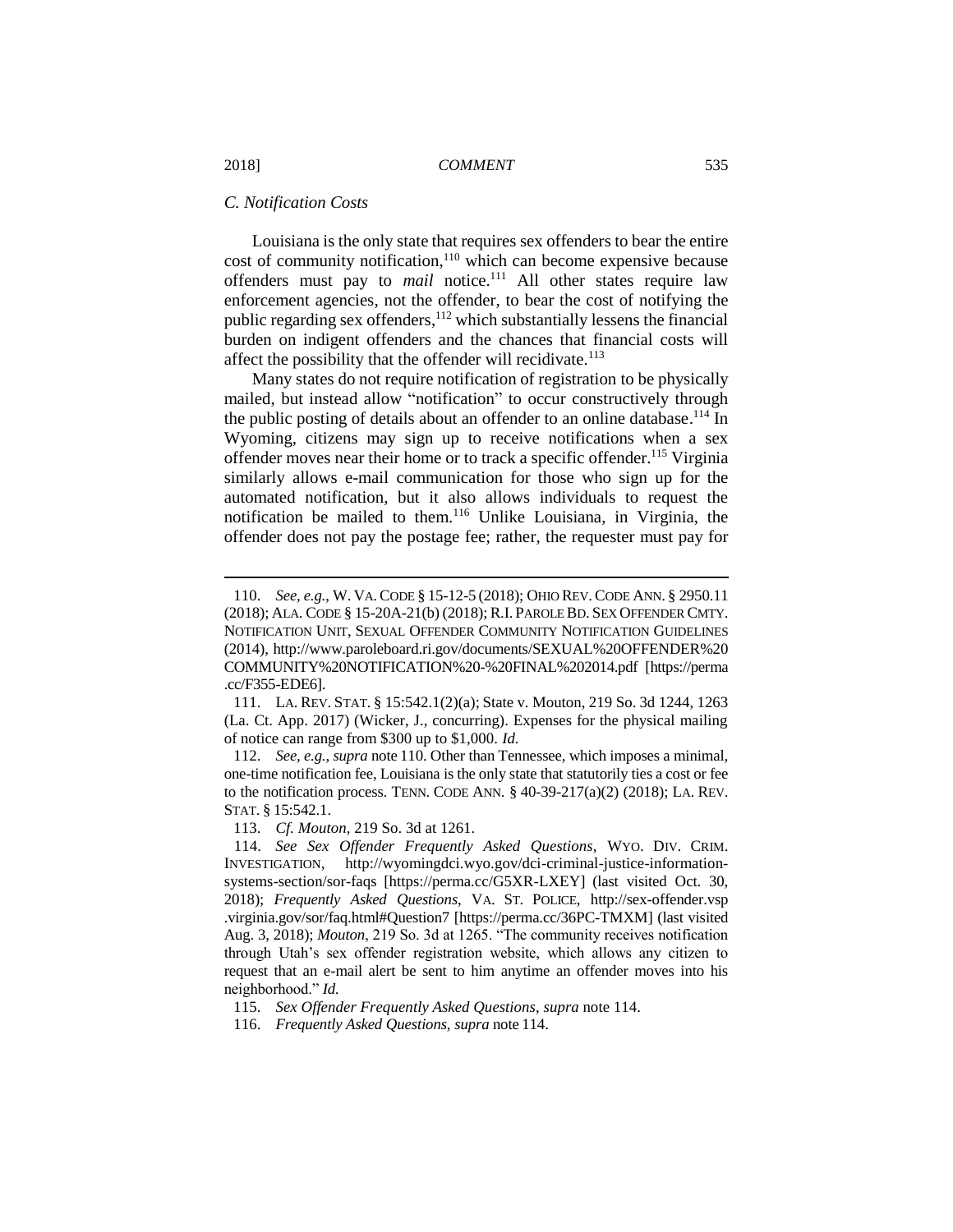### *C. Notification Costs*

Louisiana is the only state that requires sex offenders to bear the entire cost of community notification,[110] which can become expensive because offenders must pay to *mail* notice.[111] All other states require law enforcement agencies, not the offender, to bear the cost of notifying the public regarding sex offenders,[112] which substantially lessens the financial burden on indigent offenders and the chances that financial costs will affect the possibility that the offender will recidivate.[113]

Many states do not require notification of registration to be physically mailed, but instead allow "notification" to occur constructively through the public posting of details about an offender to an online database.[114] In Wyoming, citizens may sign up to receive notifications when a sex offender moves near their home or to track a specific offender.[115] Virginia similarly allows e-mail communication for those who sign up for the automated notification, but it also allows individuals to request the notification be mailed to them.[116] Unlike Louisiana, in Virginia, the offender does not pay the postage fee; rather, the requester must pay for

---

110. *See, e.g.*, W. VA. CODE § 15-12-5 (2018); OHIO REV. CODE ANN. § 2950.11 (2018); ALA. CODE § 15-20A-21(b) (2018); R.I. PAROLE BD. SEX OFFENDER CMTY. NOTIFICATION UNIT, SEXUAL OFFENDER COMMUNITY NOTIFICATION GUIDELINES (2014), http://www.paroleboard.ri.gov/documents/SEXUAL%20OFFENDER%20COMMUNITY%20NOTIFICATION%20-%20FINAL%202014.pdf [https://perma.cc/F355-EDE6].

111. LA. REV. STAT. § 15:542.1(2)(a); State v. Mouton, 219 So. 3d 1244, 1263 (La. Ct. App. 2017) (Wicker, J., concurring). Expenses for the physical mailing of notice can range from $300 up to $1,000. *Id.*

112. *See, e.g.*, *supra* note 110. Other than Tennessee, which imposes a minimal, one-time notification fee, Louisiana is the only state that statutorily ties a cost or fee to the notification process. TENN. CODE ANN. § 40-39-217(a)(2) (2018); LA. REV. STAT. § 15:542.1.

113. *Cf. Mouton*, 219 So. 3d at 1261.

114. *See Sex Offender Frequently Asked Questions*, WYO. DIV. CRIM. INVESTIGATION, http://wyomingdci.wyo.gov/dci-criminal-justice-information-systems-section/sor-faqs [https://perma.cc/G5XR-LXEY] (last visited Oct. 30, 2018); *Frequently Asked Questions*, VA. ST. POLICE, http://sex-offender.vsp.virginia.gov/sor/faq.html#Question7 [https://perma.cc/36PC-TMXM] (last visited Aug. 3, 2018); *Mouton*, 219 So. 3d at 1265. "The community receives notification through Utah's sex offender registration website, which allows any citizen to request that an e-mail alert be sent to him anytime an offender moves into his neighborhood." *Id.*

115. *Sex Offender Frequently Asked Questions*, *supra* note 114.

116. *Frequently Asked Questions*, *supra* note 114.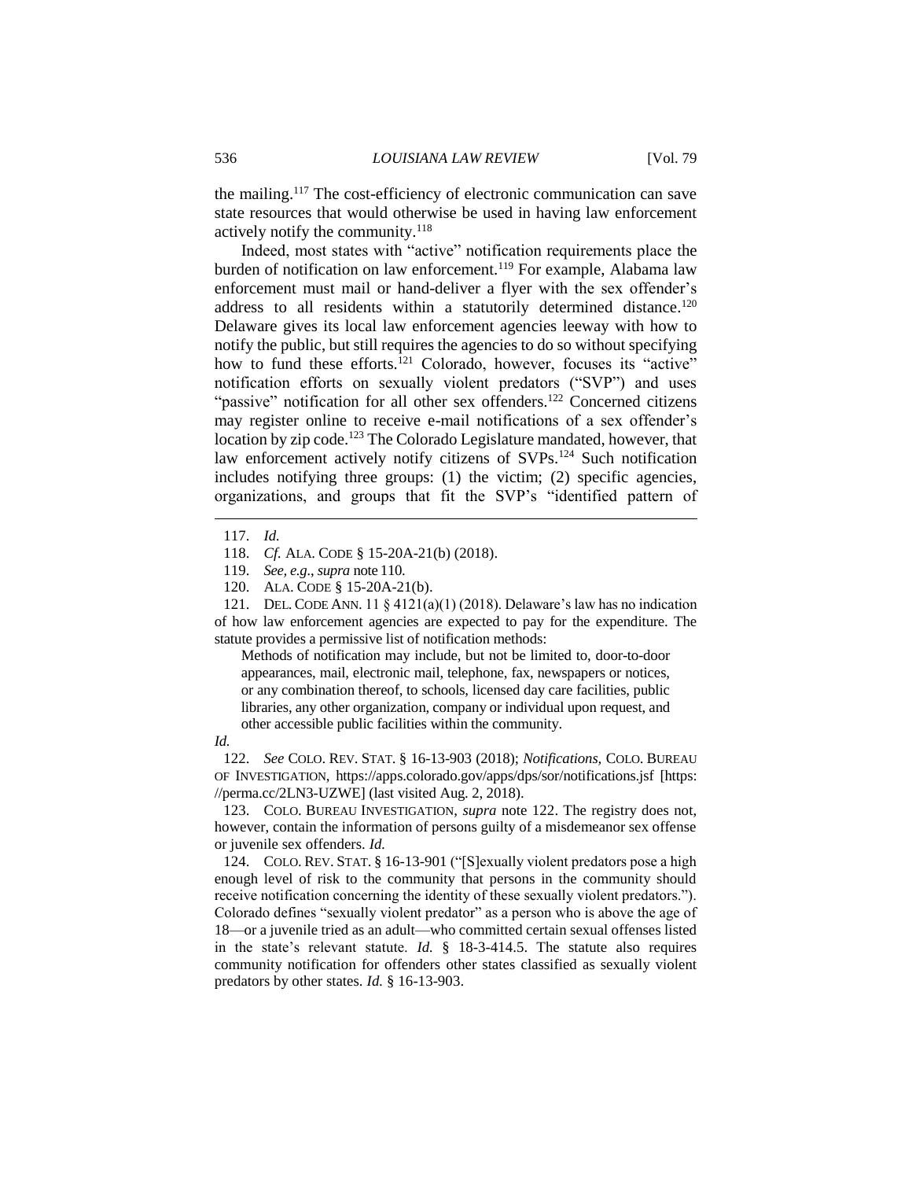the mailing.[117] The cost-efficiency of electronic communication can save state resources that would otherwise be used in having law enforcement actively notify the community.[118]

Indeed, most states with "active" notification requirements place the burden of notification on law enforcement.[119] For example, Alabama law enforcement must mail or hand-deliver a flyer with the sex offender's address to all residents within a statutorily determined distance.[120] Delaware gives its local law enforcement agencies leeway with how to notify the public, but still requires the agencies to do so without specifying how to fund these efforts.[121] Colorado, however, focuses its "active" notification efforts on sexually violent predators ("SVP") and uses "passive" notification for all other sex offenders.[122] Concerned citizens may register online to receive e-mail notifications of a sex offender's location by zip code.[123] The Colorado Legislature mandated, however, that law enforcement actively notify citizens of SVPs.[124] Such notification includes notifying three groups: (1) the victim; (2) specific agencies, organizations, and groups that fit the SVP's "identified pattern of

---

117. *Id.*

118. *Cf.* ALA. CODE § 15-20A-21(b) (2018).

119. *See, e.g.*, *supra* note 110.

120. ALA. CODE § 15-20A-21(b).

121. DEL. CODE ANN. 11 § 4121(a)(1) (2018). Delaware's law has no indication of how law enforcement agencies are expected to pay for the expenditure. The statute provides a permissive list of notification methods:

> Methods of notification may include, but not be limited to, door-to-door appearances, mail, electronic mail, telephone, fax, newspapers or notices, or any combination thereof, to schools, licensed day care facilities, public libraries, any other organization, company or individual upon request, and other accessible public facilities within the community.

*Id.*

122. *See* COLO. REV. STAT. § 16-13-903 (2018); *Notifications,* COLO. BUREAU OF INVESTIGATION, https://apps.colorado.gov/apps/dps/sor/notifications.jsf [https://perma.cc/2LN3-UZWE] (last visited Aug. 2, 2018).

123. COLO. BUREAU INVESTIGATION, *supra* note 122. The registry does not, however, contain the information of persons guilty of a misdemeanor sex offense or juvenile sex offenders. *Id.*

124. COLO. REV. STAT. § 16-13-901 ("[S]exually violent predators pose a high enough level of risk to the community that persons in the community should receive notification concerning the identity of these sexually violent predators."). Colorado defines "sexually violent predator" as a person who is above the age of 18—or a juvenile tried as an adult—who committed certain sexual offenses listed in the state's relevant statute. *Id.* § 18-3-414.5. The statute also requires community notification for offenders other states classified as sexually violent predators by other states. *Id.* § 16-13-903.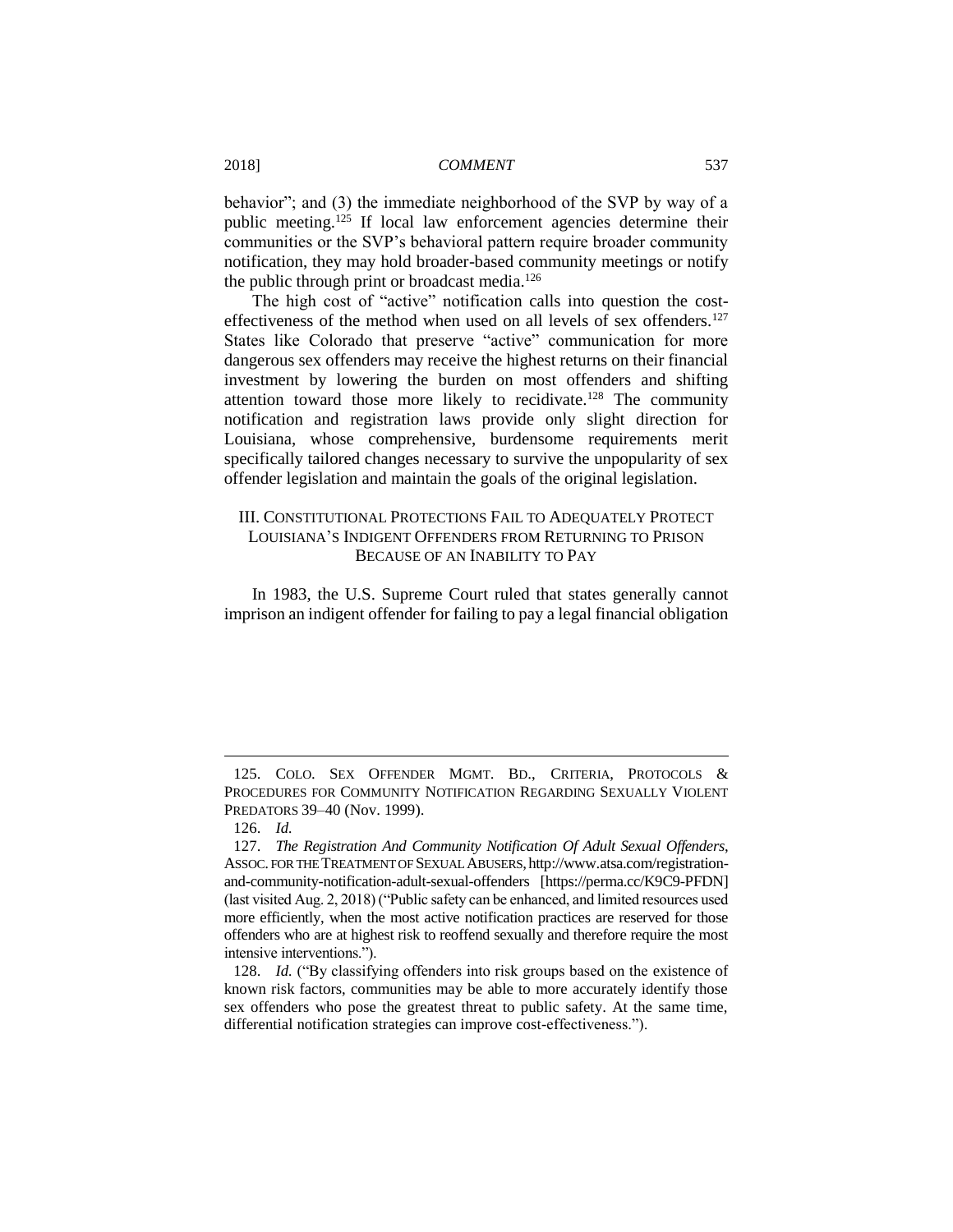behavior"; and (3) the immediate neighborhood of the SVP by way of a public meeting.[125] If local law enforcement agencies determine their communities or the SVP's behavioral pattern require broader community notification, they may hold broader-based community meetings or notify the public through print or broadcast media.[126]

The high cost of "active" notification calls into question the cost-effectiveness of the method when used on all levels of sex offenders.[127] States like Colorado that preserve "active" communication for more dangerous sex offenders may receive the highest returns on their financial investment by lowering the burden on most offenders and shifting attention toward those more likely to recidivate.[128] The community notification and registration laws provide only slight direction for Louisiana, whose comprehensive, burdensome requirements merit specifically tailored changes necessary to survive the unpopularity of sex offender legislation and maintain the goals of the original legislation.

## III. CONSTITUTIONAL PROTECTIONS FAIL TO ADEQUATELY PROTECT LOUISIANA'S INDIGENT OFFENDERS FROM RETURNING TO PRISON BECAUSE OF AN INABILITY TO PAY

In 1983, the U.S. Supreme Court ruled that states generally cannot imprison an indigent offender for failing to pay a legal financial obligation

---

125. COLO. SEX OFFENDER MGMT. BD., CRITERIA, PROTOCOLS & PROCEDURES FOR COMMUNITY NOTIFICATION REGARDING SEXUALLY VIOLENT PREDATORS 39–40 (Nov. 1999).

126. *Id.*

127. *The Registration And Community Notification Of Adult Sexual Offenders*, ASSOC. FOR THE TREATMENT OF SEXUAL ABUSERS, http://www.atsa.com/registration-and-community-notification-adult-sexual-offenders [https://perma.cc/K9C9-PFDN] (last visited Aug. 2, 2018) ("Public safety can be enhanced, and limited resources used more efficiently, when the most active notification practices are reserved for those offenders who are at highest risk to reoffend sexually and therefore require the most intensive interventions.").

128. *Id.* ("By classifying offenders into risk groups based on the existence of known risk factors, communities may be able to more accurately identify those sex offenders who pose the greatest threat to public safety. At the same time, differential notification strategies can improve cost-effectiveness.").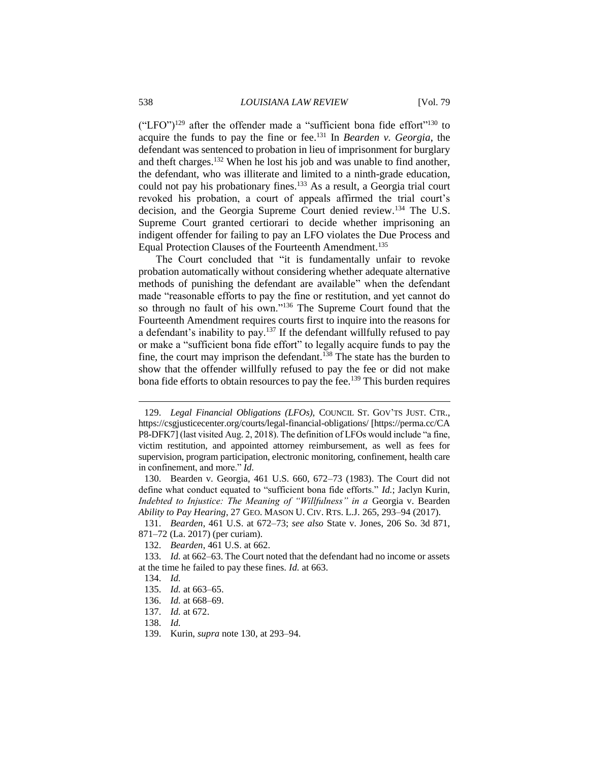("LFO")[129] after the offender made a "sufficient bona fide effort"[130] to acquire the funds to pay the fine or fee.[131] In *Bearden v. Georgia*, the defendant was sentenced to probation in lieu of imprisonment for burglary and theft charges.[132] When he lost his job and was unable to find another, the defendant, who was illiterate and limited to a ninth-grade education, could not pay his probationary fines.[133] As a result, a Georgia trial court revoked his probation, a court of appeals affirmed the trial court's decision, and the Georgia Supreme Court denied review.[134] The U.S. Supreme Court granted certiorari to decide whether imprisoning an indigent offender for failing to pay an LFO violates the Due Process and Equal Protection Clauses of the Fourteenth Amendment.[135]

The Court concluded that "it is fundamentally unfair to revoke probation automatically without considering whether adequate alternative methods of punishing the defendant are available" when the defendant made "reasonable efforts to pay the fine or restitution, and yet cannot do so through no fault of his own."[136] The Supreme Court found that the Fourteenth Amendment requires courts first to inquire into the reasons for a defendant's inability to pay.[137] If the defendant willfully refused to pay or make a "sufficient bona fide effort" to legally acquire funds to pay the fine, the court may imprison the defendant.[138] The state has the burden to show that the offender willfully refused to pay the fee or did not make bona fide efforts to obtain resources to pay the fee.[139] This burden requires

---

129. *Legal Financial Obligations (LFOs)*, COUNCIL ST. GOV'TS JUST. CTR., https://csgjusticecenter.org/courts/legal-financial-obligations/ [https://perma.cc/CAP8-DFK7] (last visited Aug. 2, 2018). The definition of LFOs would include "a fine, victim restitution, and appointed attorney reimbursement, as well as fees for supervision, program participation, electronic monitoring, confinement, health care in confinement, and more." *Id*.

130. Bearden v. Georgia, 461 U.S. 660, 672–73 (1983). The Court did not define what conduct equated to "sufficient bona fide efforts." *Id.*; Jaclyn Kurin, *Indebted to Injustice: The Meaning of "Willfulness" in a* Georgia v. Bearden *Ability to Pay Hearing*, 27 GEO. MASON U. CIV. RTS. L.J. 265, 293–94 (2017).

131. *Bearden*, 461 U.S. at 672–73; *see also* State v. Jones, 206 So. 3d 871, 871–72 (La. 2017) (per curiam).

132. *Bearden*, 461 U.S. at 662.

133. *Id.* at 662–63. The Court noted that the defendant had no income or assets at the time he failed to pay these fines. *Id.* at 663.

134. *Id.*

135. *Id.* at 663–65.

136. *Id.* at 668–69.

137. *Id.* at 672.

138. *Id.*

139. Kurin, *supra* note 130, at 293–94.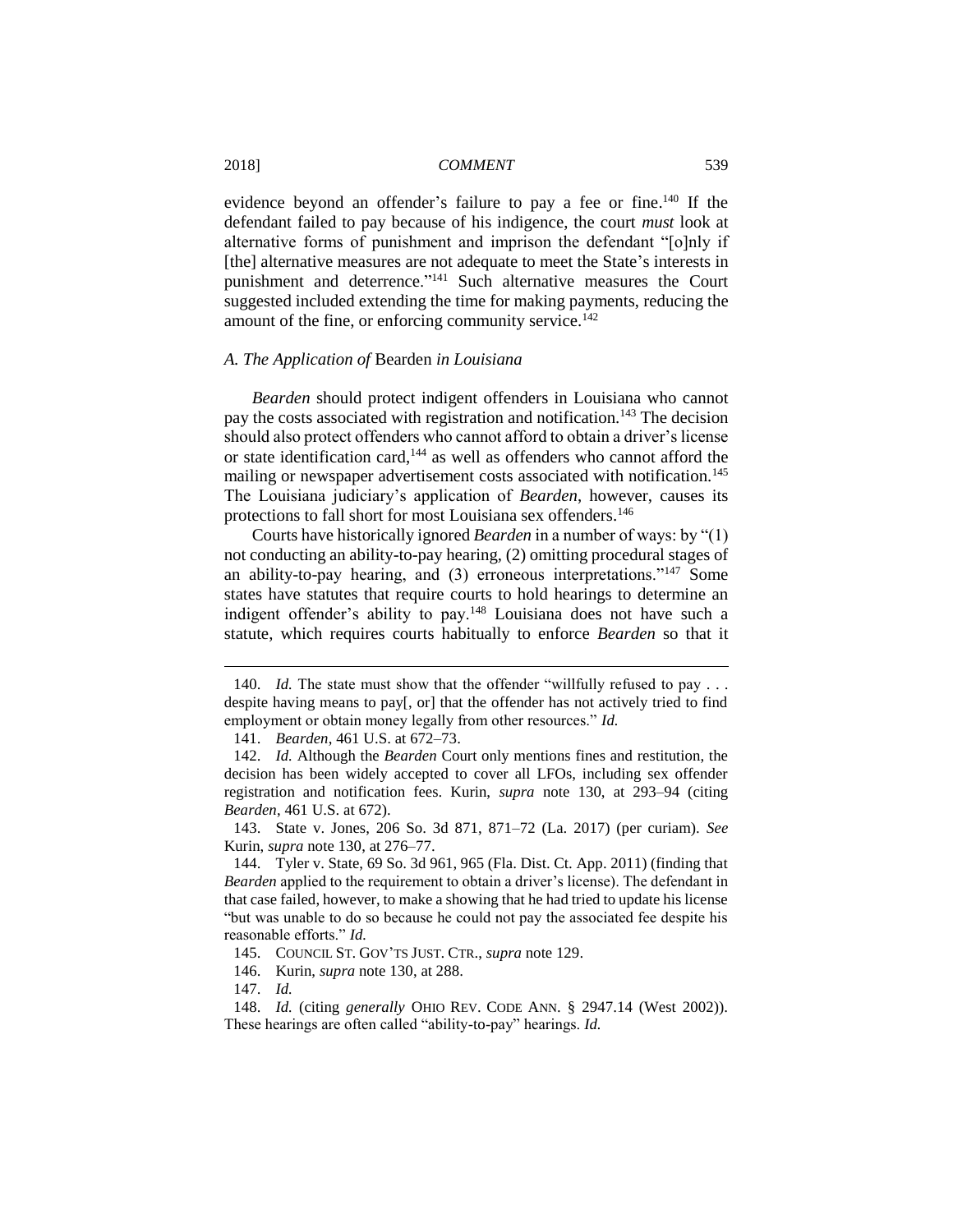evidence beyond an offender's failure to pay a fee or fine.[140] If the defendant failed to pay because of his indigence, the court *must* look at alternative forms of punishment and imprison the defendant "[o]nly if [the] alternative measures are not adequate to meet the State's interests in punishment and deterrence."[141] Such alternative measures the Court suggested included extending the time for making payments, reducing the amount of the fine, or enforcing community service.[142]

### *A. The Application of* Bearden *in Louisiana*

*Bearden* should protect indigent offenders in Louisiana who cannot pay the costs associated with registration and notification.[143] The decision should also protect offenders who cannot afford to obtain a driver's license or state identification card,[144] as well as offenders who cannot afford the mailing or newspaper advertisement costs associated with notification.[145] The Louisiana judiciary's application of *Bearden*, however, causes its protections to fall short for most Louisiana sex offenders.[146]

Courts have historically ignored *Bearden* in a number of ways: by "(1) not conducting an ability-to-pay hearing, (2) omitting procedural stages of an ability-to-pay hearing, and (3) erroneous interpretations."[147] Some states have statutes that require courts to hold hearings to determine an indigent offender's ability to pay.[148] Louisiana does not have such a statute, which requires courts habitually to enforce *Bearden* so that it

---

140. *Id.* The state must show that the offender "willfully refused to pay . . . despite having means to pay[, or] that the offender has not actively tried to find employment or obtain money legally from other resources." *Id.*

141. *Bearden*, 461 U.S. at 672–73.

142. *Id.* Although the *Bearden* Court only mentions fines and restitution, the decision has been widely accepted to cover all LFOs, including sex offender registration and notification fees. Kurin, *supra* note 130, at 293–94 (citing *Bearden*, 461 U.S. at 672).

143. State v. Jones, 206 So. 3d 871, 871–72 (La. 2017) (per curiam). *See* Kurin, *supra* note 130, at 276–77.

144. Tyler v. State, 69 So. 3d 961, 965 (Fla. Dist. Ct. App. 2011) (finding that *Bearden* applied to the requirement to obtain a driver's license). The defendant in that case failed, however, to make a showing that he had tried to update his license "but was unable to do so because he could not pay the associated fee despite his reasonable efforts." *Id.*

145. COUNCIL ST. GOV'TS JUST. CTR., *supra* note 129.

146. Kurin, *supra* note 130, at 288.

147. *Id.*

148. *Id.* (citing *generally* OHIO REV. CODE ANN. § 2947.14 (West 2002)). These hearings are often called "ability-to-pay" hearings. *Id.*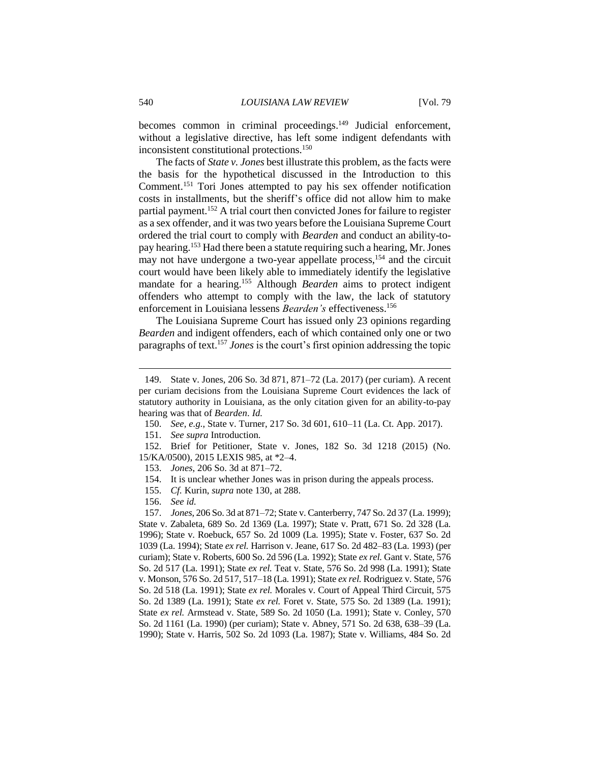becomes common in criminal proceedings.[149] Judicial enforcement, without a legislative directive, has left some indigent defendants with inconsistent constitutional protections.[150]

The facts of *State v. Jones* best illustrate this problem, as the facts were the basis for the hypothetical discussed in the Introduction to this Comment.[151] Tori Jones attempted to pay his sex offender notification costs in installments, but the sheriff's office did not allow him to make partial payment.[152] A trial court then convicted Jones for failure to register as a sex offender, and it was two years before the Louisiana Supreme Court ordered the trial court to comply with *Bearden* and conduct an ability-to-pay hearing.[153] Had there been a statute requiring such a hearing, Mr. Jones may not have undergone a two-year appellate process,[154] and the circuit court would have been likely able to immediately identify the legislative mandate for a hearing.[155] Although *Bearden* aims to protect indigent offenders who attempt to comply with the law, the lack of statutory enforcement in Louisiana lessens *Bearden's* effectiveness.[156]

The Louisiana Supreme Court has issued only 23 opinions regarding *Bearden* and indigent offenders, each of which contained only one or two paragraphs of text.[157] *Jones* is the court's first opinion addressing the topic

---

149. State v. Jones, 206 So. 3d 871, 871–72 (La. 2017) (per curiam). A recent per curiam decisions from the Louisiana Supreme Court evidences the lack of statutory authority in Louisiana, as the only citation given for an ability-to-pay hearing was that of *Bearden*. *Id.*

150. *See, e.g.*, State v. Turner, 217 So. 3d 601, 610–11 (La. Ct. App. 2017).

151. *See supra* Introduction.

152. Brief for Petitioner, State v. Jones, 182 So. 3d 1218 (2015) (No. 15/KA/0500), 2015 LEXIS 985, at *2–4.

153. *Jones*, 206 So. 3d at 871–72.

154. It is unclear whether Jones was in prison during the appeals process.

155. *Cf.* Kurin, *supra* note 130, at 288.

156. *See id.*

157. *Jones*, 206 So. 3d at 871–72; State v. Canterberry, 747 So. 2d 37 (La. 1999); State v. Zabaleta, 689 So. 2d 1369 (La. 1997); State v. Pratt, 671 So. 2d 328 (La. 1996); State v. Roebuck, 657 So. 2d 1009 (La. 1995); State v. Foster, 637 So. 2d 1039 (La. 1994); State *ex rel.* Harrison v. Jeane, 617 So. 2d 482–83 (La. 1993) (per curiam); State v. Roberts, 600 So. 2d 596 (La. 1992); State *ex rel.* Gant v. State, 576 So. 2d 517 (La. 1991); State *ex rel.* Teat v. State, 576 So. 2d 998 (La. 1991); State v. Monson, 576 So. 2d 517, 517–18 (La. 1991); State *ex rel.* Rodriguez v. State, 576 So. 2d 518 (La. 1991); State *ex rel.* Morales v. Court of Appeal Third Circuit, 575 So. 2d 1389 (La. 1991); State *ex rel.* Foret v. State, 575 So. 2d 1389 (La. 1991); State *ex rel.* Armstead v. State, 589 So. 2d 1050 (La. 1991); State v. Conley, 570 So. 2d 1161 (La. 1990) (per curiam); State v. Abney, 571 So. 2d 638, 638–39 (La. 1990); State v. Harris, 502 So. 2d 1093 (La. 1987); State v. Williams, 484 So. 2d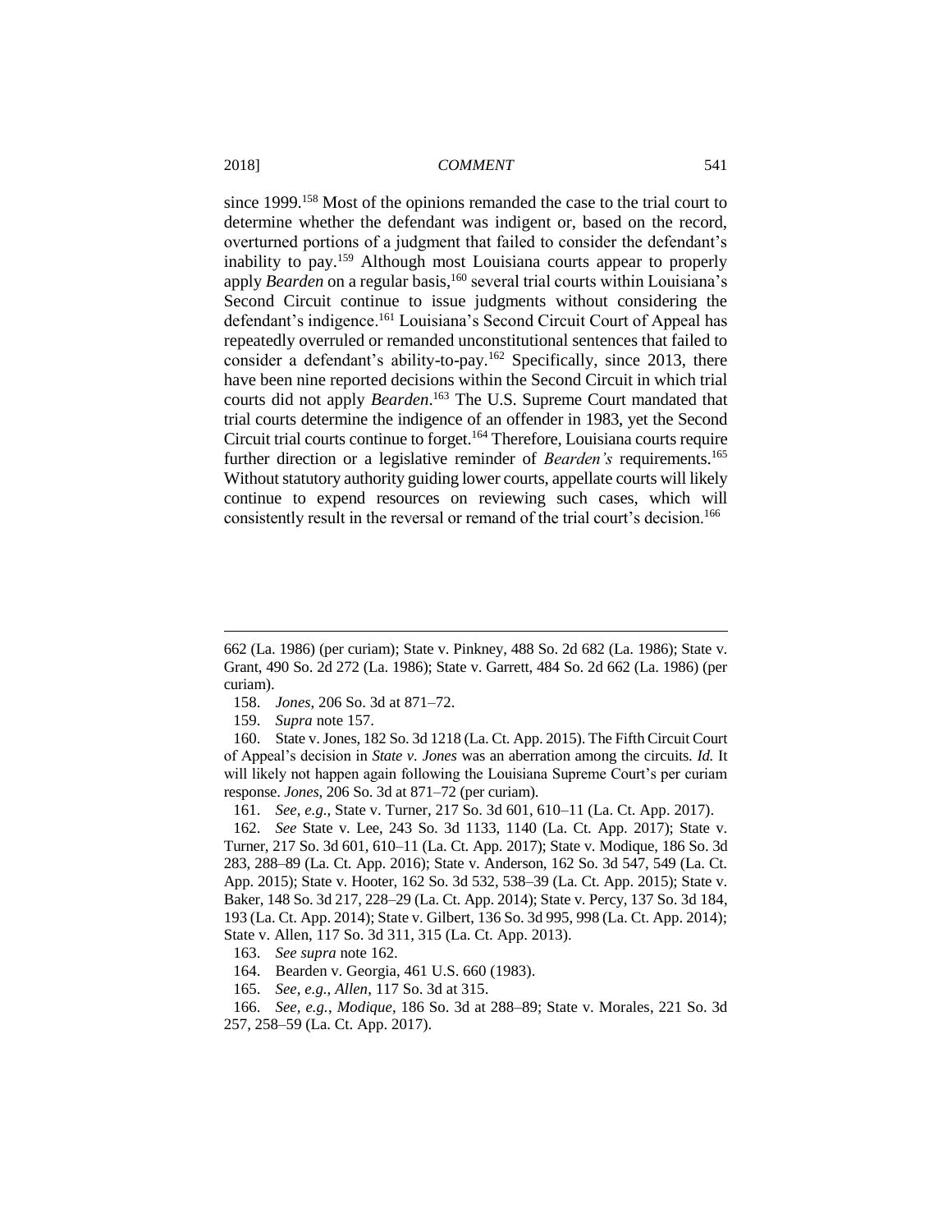since 1999.[158] Most of the opinions remanded the case to the trial court to determine whether the defendant was indigent or, based on the record, overturned portions of a judgment that failed to consider the defendant's inability to pay.[159] Although most Louisiana courts appear to properly apply *Bearden* on a regular basis,[160] several trial courts within Louisiana's Second Circuit continue to issue judgments without considering the defendant's indigence.[161] Louisiana's Second Circuit Court of Appeal has repeatedly overruled or remanded unconstitutional sentences that failed to consider a defendant's ability-to-pay.[162] Specifically, since 2013, there have been nine reported decisions within the Second Circuit in which trial courts did not apply *Bearden*.[163] The U.S. Supreme Court mandated that trial courts determine the indigence of an offender in 1983, yet the Second Circuit trial courts continue to forget.[164] Therefore, Louisiana courts require further direction or a legislative reminder of *Bearden's* requirements.[165] Without statutory authority guiding lower courts, appellate courts will likely continue to expend resources on reviewing such cases, which will consistently result in the reversal or remand of the trial court's decision.[166]

---

662 (La. 1986) (per curiam); State v. Pinkney, 488 So. 2d 682 (La. 1986); State v. Grant, 490 So. 2d 272 (La. 1986); State v. Garrett, 484 So. 2d 662 (La. 1986) (per curiam).

158. *Jones*, 206 So. 3d at 871–72.

159. *Supra* note 157.

160. State v. Jones, 182 So. 3d 1218 (La. Ct. App. 2015). The Fifth Circuit Court of Appeal's decision in *State v. Jones* was an aberration among the circuits. *Id.* It will likely not happen again following the Louisiana Supreme Court's per curiam response. *Jones*, 206 So. 3d at 871–72 (per curiam).

161. *See, e.g.*, State v. Turner, 217 So. 3d 601, 610–11 (La. Ct. App. 2017).

162. *See* State v. Lee, 243 So. 3d 1133, 1140 (La. Ct. App. 2017); State v. Turner, 217 So. 3d 601, 610–11 (La. Ct. App. 2017); State v. Modique, 186 So. 3d 283, 288–89 (La. Ct. App. 2016); State v. Anderson, 162 So. 3d 547, 549 (La. Ct. App. 2015); State v. Hooter, 162 So. 3d 532, 538–39 (La. Ct. App. 2015); State v. Baker, 148 So. 3d 217, 228–29 (La. Ct. App. 2014); State v. Percy, 137 So. 3d 184, 193 (La. Ct. App. 2014); State v. Gilbert, 136 So. 3d 995, 998 (La. Ct. App. 2014); State v. Allen, 117 So. 3d 311, 315 (La. Ct. App. 2013).

163. *See supra* note 162.

164. Bearden v. Georgia, 461 U.S. 660 (1983).

165. *See, e.g.*, *Allen*, 117 So. 3d at 315.

166. *See, e.g.*, *Modique*, 186 So. 3d at 288–89; State v. Morales, 221 So. 3d 257, 258–59 (La. Ct. App. 2017).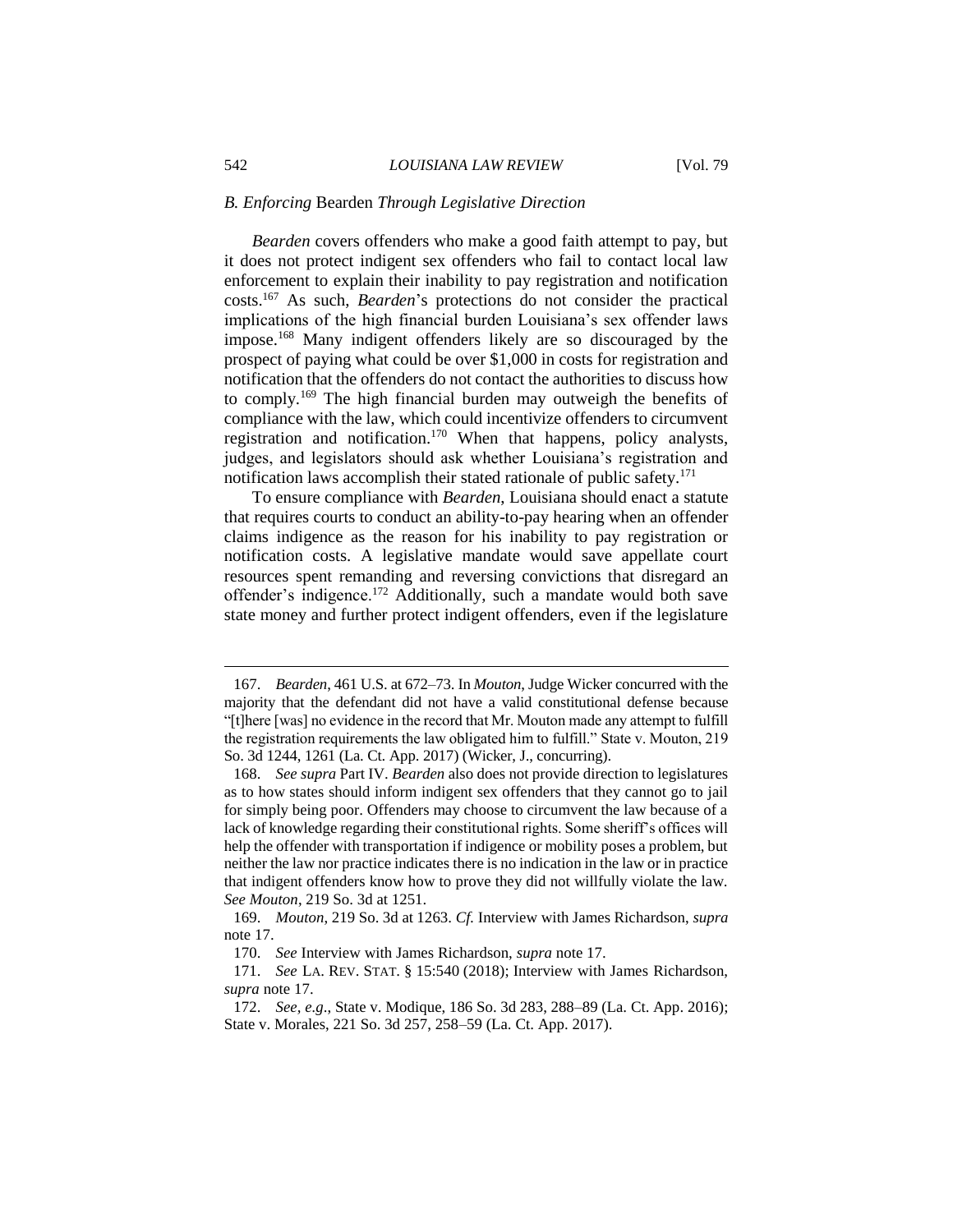### *B. Enforcing* Bearden *Through Legislative Direction*

*Bearden* covers offenders who make a good faith attempt to pay, but it does not protect indigent sex offenders who fail to contact local law enforcement to explain their inability to pay registration and notification costs.[167] As such, *Bearden*'s protections do not consider the practical implications of the high financial burden Louisiana's sex offender laws impose.[168] Many indigent offenders likely are so discouraged by the prospect of paying what could be over $1,000 in costs for registration and notification that the offenders do not contact the authorities to discuss how to comply.[169] The high financial burden may outweigh the benefits of compliance with the law, which could incentivize offenders to circumvent registration and notification.[170] When that happens, policy analysts, judges, and legislators should ask whether Louisiana's registration and notification laws accomplish their stated rationale of public safety.[171]

To ensure compliance with *Bearden*, Louisiana should enact a statute that requires courts to conduct an ability-to-pay hearing when an offender claims indigence as the reason for his inability to pay registration or notification costs. A legislative mandate would save appellate court resources spent remanding and reversing convictions that disregard an offender's indigence.[172] Additionally, such a mandate would both save state money and further protect indigent offenders, even if the legislature

---

167. *Bearden*, 461 U.S. at 672–73. In *Mouton*, Judge Wicker concurred with the majority that the defendant did not have a valid constitutional defense because "[t]here [was] no evidence in the record that Mr. Mouton made any attempt to fulfill the registration requirements the law obligated him to fulfill." State v. Mouton, 219 So. 3d 1244, 1261 (La. Ct. App. 2017) (Wicker, J., concurring).

168. *See supra* Part IV. *Bearden* also does not provide direction to legislatures as to how states should inform indigent sex offenders that they cannot go to jail for simply being poor. Offenders may choose to circumvent the law because of a lack of knowledge regarding their constitutional rights. Some sheriff's offices will help the offender with transportation if indigence or mobility poses a problem, but neither the law nor practice indicates there is no indication in the law or in practice that indigent offenders know how to prove they did not willfully violate the law. *See Mouton*, 219 So. 3d at 1251.

169. *Mouton*, 219 So. 3d at 1263. *Cf.* Interview with James Richardson, *supra* note 17.

170. *See* Interview with James Richardson, *supra* note 17.

171. *See* LA. REV. STAT. § 15:540 (2018); Interview with James Richardson, *supra* note 17.

172. *See, e.g.*, State v. Modique, 186 So. 3d 283, 288–89 (La. Ct. App. 2016); State v. Morales, 221 So. 3d 257, 258–59 (La. Ct. App. 2017).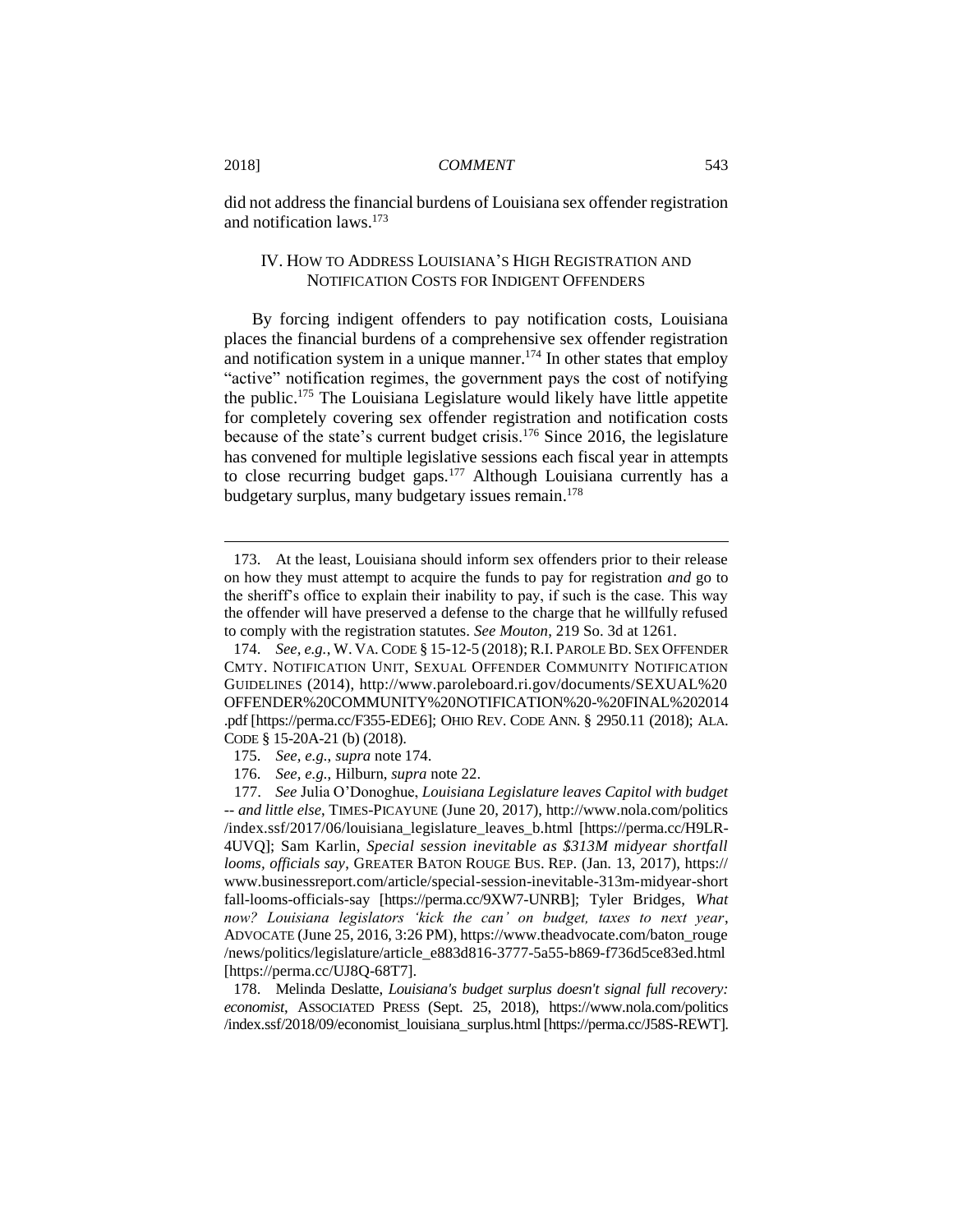did not address the financial burdens of Louisiana sex offender registration and notification laws.[173]

## IV. How to Address Louisiana's High Registration and Notification Costs for Indigent Offenders

By forcing indigent offenders to pay notification costs, Louisiana places the financial burdens of a comprehensive sex offender registration and notification system in a unique manner.[174] In other states that employ "active" notification regimes, the government pays the cost of notifying the public.[175] The Louisiana Legislature would likely have little appetite for completely covering sex offender registration and notification costs because of the state's current budget crisis.[176] Since 2016, the legislature has convened for multiple legislative sessions each fiscal year in attempts to close recurring budget gaps.[177] Although Louisiana currently has a budgetary surplus, many budgetary issues remain.[178]

---

173. At the least, Louisiana should inform sex offenders prior to their release on how they must attempt to acquire the funds to pay for registration *and* go to the sheriff's office to explain their inability to pay, if such is the case. This way the offender will have preserved a defense to the charge that he willfully refused to comply with the registration statutes. *See Mouton*, 219 So. 3d at 1261.

174. *See, e.g.*, W. VA. CODE § 15-12-5 (2018); R.I. PAROLE BD. SEX OFFENDER CMTY. NOTIFICATION UNIT, SEXUAL OFFENDER COMMUNITY NOTIFICATION GUIDELINES (2014), http://www.paroleboard.ri.gov/documents/SEXUAL%20OFFENDER%20COMMUNITY%20NOTIFICATION%20-%20FINAL%202014.pdf [https://perma.cc/F355-EDE6]; OHIO REV. CODE ANN. § 2950.11 (2018); ALA. CODE § 15-20A-21 (b) (2018).

175. *See, e.g.*, *supra* note 174.

176. *See, e.g.*, Hilburn, *supra* note 22.

177. *See* Julia O'Donoghue, *Louisiana Legislature leaves Capitol with budget -- and little else*, TIMES-PICAYUNE (June 20, 2017), http://www.nola.com/politics/index.ssf/2017/06/louisiana_legislature_leaves_b.html [https://perma.cc/H9LR-4UVQ]; Sam Karlin, *Special session inevitable as $313M midyear shortfall looms, officials say*, GREATER BATON ROUGE BUS. REP. (Jan. 13, 2017), https://www.businessreport.com/article/special-session-inevitable-313m-midyear-shortfall-looms-officials-say [https://perma.cc/9XW7-UNRB]; Tyler Bridges, *What now? Louisiana legislators 'kick the can' on budget, taxes to next year*, ADVOCATE (June 25, 2016, 3:26 PM), https://www.theadvocate.com/baton_rouge/news/politics/legislature/article_e883d816-3777-5a55-b869-f736d5ce83ed.html [https://perma.cc/UJ8Q-68T7].

178. Melinda Deslatte, *Louisiana's budget surplus doesn't signal full recovery: economist*, ASSOCIATED PRESS (Sept. 25, 2018), https://www.nola.com/politics/index.ssf/2018/09/economist_louisiana_surplus.html [https://perma.cc/J58S-REWT].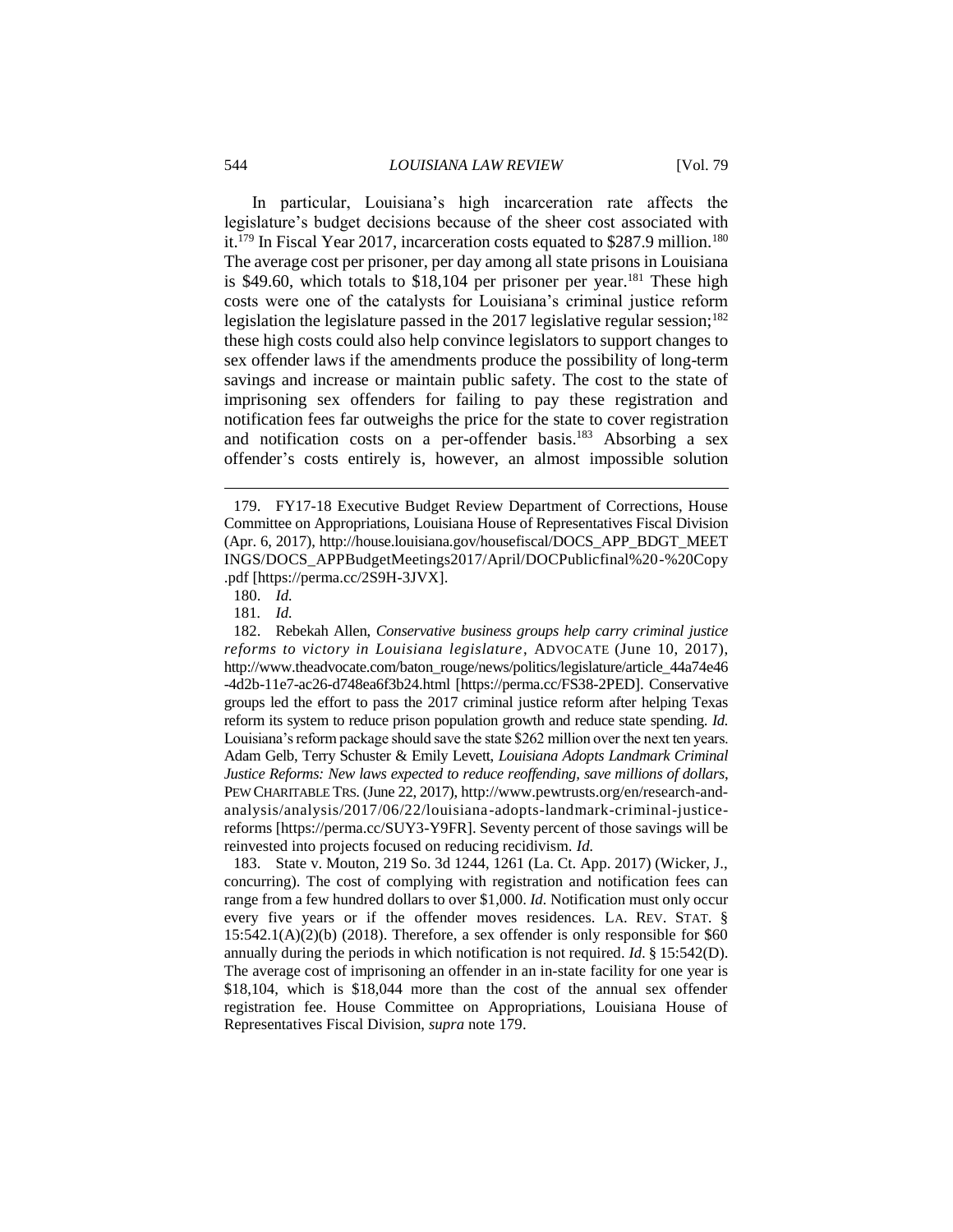In particular, Louisiana's high incarceration rate affects the legislature's budget decisions because of the sheer cost associated with it.[179] In Fiscal Year 2017, incarceration costs equated to $287.9 million.[180] The average cost per prisoner, per day among all state prisons in Louisiana is $49.60, which totals to $18,104 per prisoner per year.[181] These high costs were one of the catalysts for Louisiana's criminal justice reform legislation the legislature passed in the 2017 legislative regular session;[182] these high costs could also help convince legislators to support changes to sex offender laws if the amendments produce the possibility of long-term savings and increase or maintain public safety. The cost to the state of imprisoning sex offenders for failing to pay these registration and notification fees far outweighs the price for the state to cover registration and notification costs on a per-offender basis.[183] Absorbing a sex offender's costs entirely is, however, an almost impossible solution

---

179. FY17-18 Executive Budget Review Department of Corrections, House Committee on Appropriations, Louisiana House of Representatives Fiscal Division (Apr. 6, 2017), http://house.louisiana.gov/housefiscal/DOCS_APP_BDGT_MEETINGS/DOCS_APPBudgetMeetings2017/April/DOCPublicfinal%20-%20Copy.pdf [https://perma.cc/2S9H-3JVX].

180. *Id.*

181. *Id.*

182. Rebekah Allen, *Conservative business groups help carry criminal justice reforms to victory in Louisiana legislature*, ADVOCATE (June 10, 2017), http://www.theadvocate.com/baton_rouge/news/politics/legislature/article_44a74e46-4d2b-11e7-ac26-d748ea6f3b24.html [https://perma.cc/FS38-2PED]. Conservative groups led the effort to pass the 2017 criminal justice reform after helping Texas reform its system to reduce prison population growth and reduce state spending. *Id.* Louisiana's reform package should save the state $262 million over the next ten years. Adam Gelb, Terry Schuster & Emily Levett, *Louisiana Adopts Landmark Criminal Justice Reforms: New laws expected to reduce reoffending, save millions of dollars*, PEW CHARITABLE TRS. (June 22, 2017), http://www.pewtrusts.org/en/research-and-analysis/analysis/2017/06/22/louisiana-adopts-landmark-criminal-justice-reforms [https://perma.cc/SUY3-Y9FR]. Seventy percent of those savings will be reinvested into projects focused on reducing recidivism. *Id.*

183. State v. Mouton, 219 So. 3d 1244, 1261 (La. Ct. App. 2017) (Wicker, J., concurring). The cost of complying with registration and notification fees can range from a few hundred dollars to over $1,000. *Id.* Notification must only occur every five years or if the offender moves residences. LA. REV. STAT. § 15:542.1(A)(2)(b) (2018). Therefore, a sex offender is only responsible for $60 annually during the periods in which notification is not required. *Id.* § 15:542(D). The average cost of imprisoning an offender in an in-state facility for one year is $18,104, which is $18,044 more than the cost of the annual sex offender registration fee. House Committee on Appropriations, Louisiana House of Representatives Fiscal Division, *supra* note 179.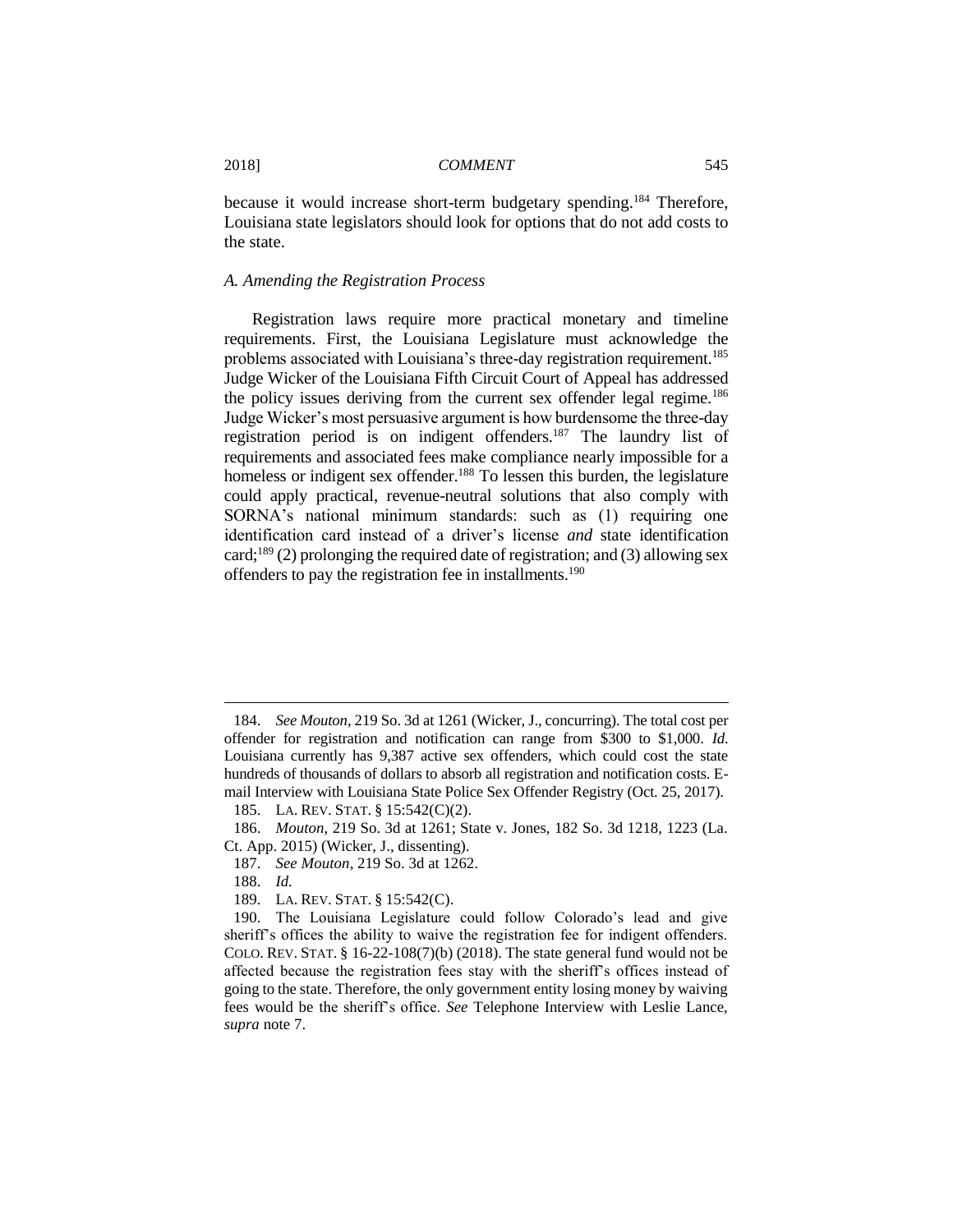because it would increase short-term budgetary spending.[184] Therefore, Louisiana state legislators should look for options that do not add costs to the state.

### *A. Amending the Registration Process*

Registration laws require more practical monetary and timeline requirements. First, the Louisiana Legislature must acknowledge the problems associated with Louisiana's three-day registration requirement.[185] Judge Wicker of the Louisiana Fifth Circuit Court of Appeal has addressed the policy issues deriving from the current sex offender legal regime.[186] Judge Wicker's most persuasive argument is how burdensome the three-day registration period is on indigent offenders.[187] The laundry list of requirements and associated fees make compliance nearly impossible for a homeless or indigent sex offender.[188] To lessen this burden, the legislature could apply practical, revenue-neutral solutions that also comply with SORNA's national minimum standards: such as (1) requiring one identification card instead of a driver's license *and* state identification card;[189] (2) prolonging the required date of registration; and (3) allowing sex offenders to pay the registration fee in installments.[190]

---

184. *See Mouton*, 219 So. 3d at 1261 (Wicker, J., concurring). The total cost per offender for registration and notification can range from $300 to $1,000. *Id*. Louisiana currently has 9,387 active sex offenders, which could cost the state hundreds of thousands of dollars to absorb all registration and notification costs. E-mail Interview with Louisiana State Police Sex Offender Registry (Oct. 25, 2017).

185. LA. REV. STAT. § 15:542(C)(2).

186. *Mouton*, 219 So. 3d at 1261; State v. Jones, 182 So. 3d 1218, 1223 (La. Ct. App. 2015) (Wicker, J., dissenting).

187. *See Mouton*, 219 So. 3d at 1262.

188. *Id.*

189. LA. REV. STAT. § 15:542(C).

190. The Louisiana Legislature could follow Colorado's lead and give sheriff's offices the ability to waive the registration fee for indigent offenders. COLO. REV. STAT. § 16-22-108(7)(b) (2018). The state general fund would not be affected because the registration fees stay with the sheriff's offices instead of going to the state. Therefore, the only government entity losing money by waiving fees would be the sheriff's office. *See* Telephone Interview with Leslie Lance, *supra* note 7.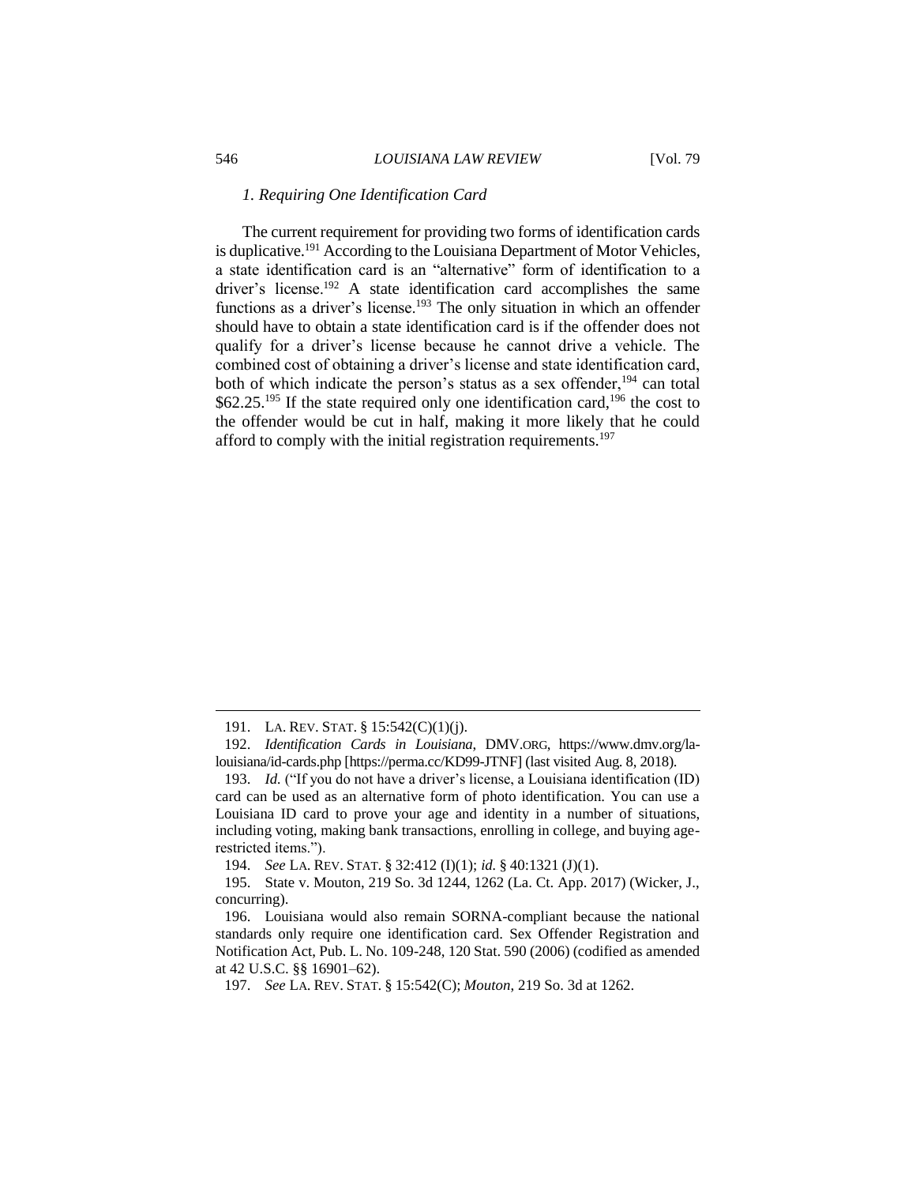### *1. Requiring One Identification Card*

The current requirement for providing two forms of identification cards is duplicative.[191] According to the Louisiana Department of Motor Vehicles, a state identification card is an "alternative" form of identification to a driver's license.[192] A state identification card accomplishes the same functions as a driver's license.[193] The only situation in which an offender should have to obtain a state identification card is if the offender does not qualify for a driver's license because he cannot drive a vehicle. The combined cost of obtaining a driver's license and state identification card, both of which indicate the person's status as a sex offender,[194] can total \$62.25.[195] If the state required only one identification card,[196] the cost to the offender would be cut in half, making it more likely that he could afford to comply with the initial registration requirements.[197]

---

191. LA. REV. STAT. § 15:542(C)(1)(j).

192. *Identification Cards in Louisiana*, DMV.ORG, https://www.dmv.org/la-louisiana/id-cards.php [https://perma.cc/KD99-JTNF] (last visited Aug. 8, 2018).

193. *Id.* ("If you do not have a driver's license, a Louisiana identification (ID) card can be used as an alternative form of photo identification. You can use a Louisiana ID card to prove your age and identity in a number of situations, including voting, making bank transactions, enrolling in college, and buying age-restricted items.").

194. *See* LA. REV. STAT. § 32:412 (I)(1); *id.* § 40:1321 (J)(1).

195. State v. Mouton, 219 So. 3d 1244, 1262 (La. Ct. App. 2017) (Wicker, J., concurring).

196. Louisiana would also remain SORNA-compliant because the national standards only require one identification card. Sex Offender Registration and Notification Act, Pub. L. No. 109-248, 120 Stat. 590 (2006) (codified as amended at 42 U.S.C. §§ 16901–62).

197. *See* LA. REV. STAT. § 15:542(C); *Mouton*, 219 So. 3d at 1262.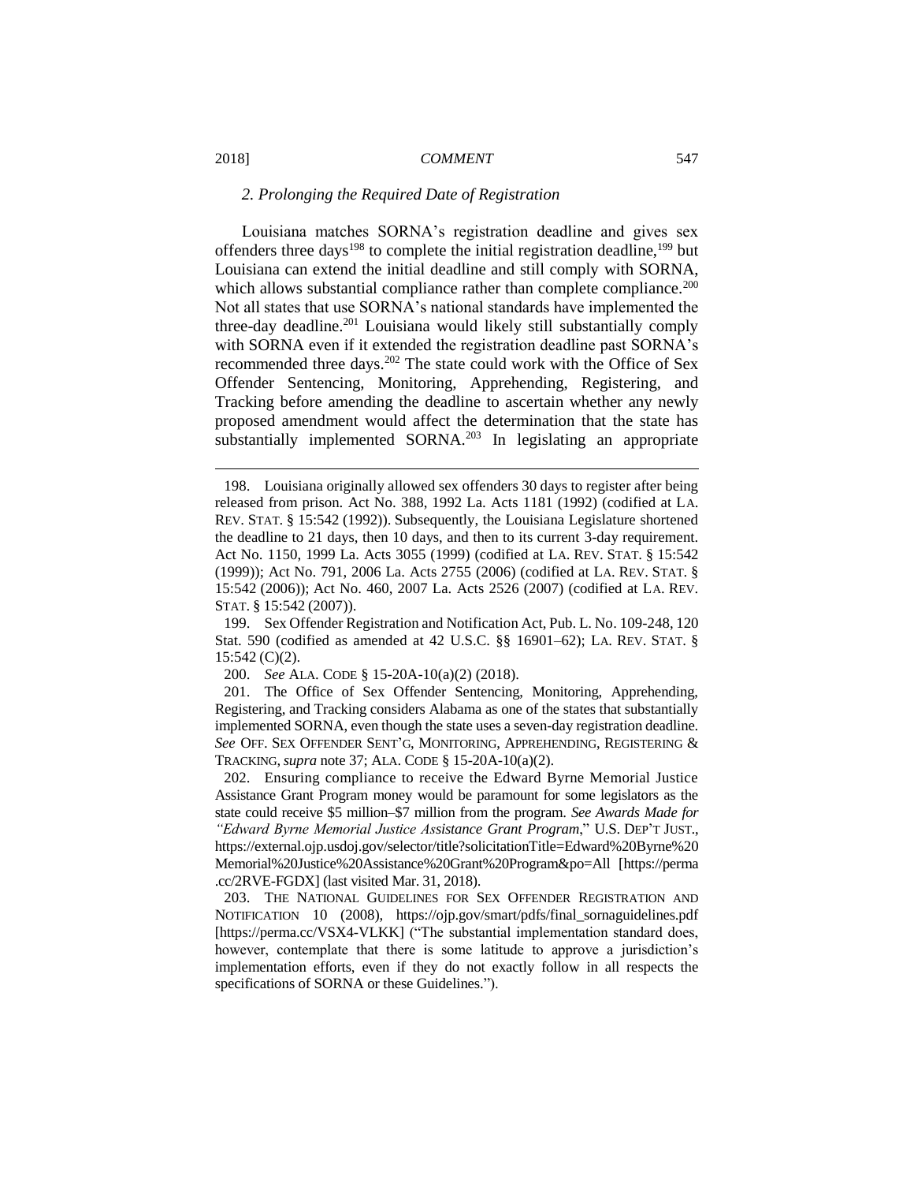### *2. Prolonging the Required Date of Registration*

Louisiana matches SORNA's registration deadline and gives sex offenders three days[198] to complete the initial registration deadline,[199] but Louisiana can extend the initial deadline and still comply with SORNA, which allows substantial compliance rather than complete compliance.[200] Not all states that use SORNA's national standards have implemented the three-day deadline.[201] Louisiana would likely still substantially comply with SORNA even if it extended the registration deadline past SORNA's recommended three days.[202] The state could work with the Office of Sex Offender Sentencing, Monitoring, Apprehending, Registering, and Tracking before amending the deadline to ascertain whether any newly proposed amendment would affect the determination that the state has substantially implemented SORNA.[203] In legislating an appropriate

---

198. Louisiana originally allowed sex offenders 30 days to register after being released from prison. Act No. 388, 1992 La. Acts 1181 (1992) (codified at LA. REV. STAT. § 15:542 (1992)). Subsequently, the Louisiana Legislature shortened the deadline to 21 days, then 10 days, and then to its current 3-day requirement. Act No. 1150, 1999 La. Acts 3055 (1999) (codified at LA. REV. STAT. § 15:542 (1999)); Act No. 791, 2006 La. Acts 2755 (2006) (codified at LA. REV. STAT. § 15:542 (2006)); Act No. 460, 2007 La. Acts 2526 (2007) (codified at LA. REV. STAT. § 15:542 (2007)).

199. Sex Offender Registration and Notification Act, Pub. L. No. 109-248, 120 Stat. 590 (codified as amended at 42 U.S.C. §§ 16901–62); LA. REV. STAT. § 15:542 (C)(2).

200. *See* ALA. CODE § 15-20A-10(a)(2) (2018).

201. The Office of Sex Offender Sentencing, Monitoring, Apprehending, Registering, and Tracking considers Alabama as one of the states that substantially implemented SORNA, even though the state uses a seven-day registration deadline. *See* OFF. SEX OFFENDER SENT'G, MONITORING, APPREHENDING, REGISTERING & TRACKING, *supra* note 37; ALA. CODE § 15-20A-10(a)(2).

202. Ensuring compliance to receive the Edward Byrne Memorial Justice Assistance Grant Program money would be paramount for some legislators as the state could receive $5 million–$7 million from the program. *See Awards Made for "Edward Byrne Memorial Justice Assistance Grant Program*," U.S. DEP'T JUST., https://external.ojp.usdoj.gov/selector/title?solicitationTitle=Edward%20Byrne%20Memorial%20Justice%20Assistance%20Grant%20Program&po=All [https://perma.cc/2RVE-FGDX] (last visited Mar. 31, 2018).

203. THE NATIONAL GUIDELINES FOR SEX OFFENDER REGISTRATION AND NOTIFICATION 10 (2008), https://ojp.gov/smart/pdfs/final_sornaguidelines.pdf [https://perma.cc/VSX4-VLKK] ("The substantial implementation standard does, however, contemplate that there is some latitude to approve a jurisdiction's implementation efforts, even if they do not exactly follow in all respects the specifications of SORNA or these Guidelines.").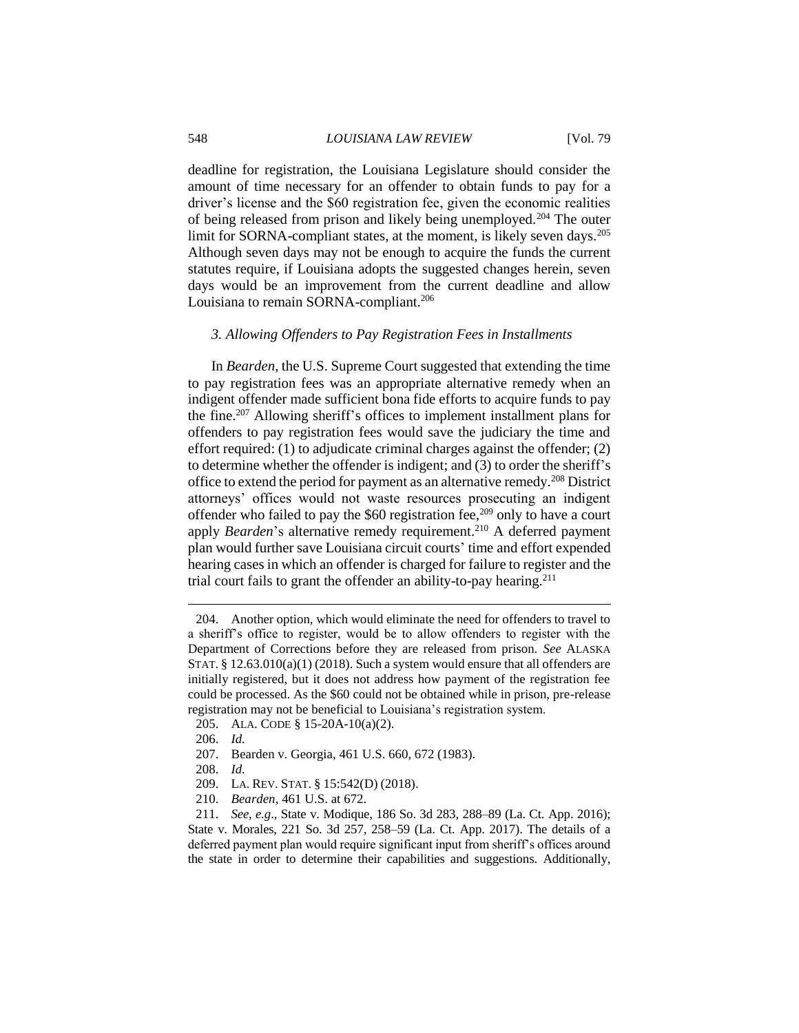deadline for registration, the Louisiana Legislature should consider the amount of time necessary for an offender to obtain funds to pay for a driver's license and the $60 registration fee, given the economic realities of being released from prison and likely being unemployed.[204] The outer limit for SORNA-compliant states, at the moment, is likely seven days.[205] Although seven days may not be enough to acquire the funds the current statutes require, if Louisiana adopts the suggested changes herein, seven days would be an improvement from the current deadline and allow Louisiana to remain SORNA-compliant.[206]

### *3. Allowing Offenders to Pay Registration Fees in Installments*

In *Bearden*, the U.S. Supreme Court suggested that extending the time to pay registration fees was an appropriate alternative remedy when an indigent offender made sufficient bona fide efforts to acquire funds to pay the fine.[207] Allowing sheriff's offices to implement installment plans for offenders to pay registration fees would save the judiciary the time and effort required: (1) to adjudicate criminal charges against the offender; (2) to determine whether the offender is indigent; and (3) to order the sheriff's office to extend the period for payment as an alternative remedy.[208] District attorneys' offices would not waste resources prosecuting an indigent offender who failed to pay the $60 registration fee,[209] only to have a court apply *Bearden*'s alternative remedy requirement.[210] A deferred payment plan would further save Louisiana circuit courts' time and effort expended hearing cases in which an offender is charged for failure to register and the trial court fails to grant the offender an ability-to-pay hearing.[211]

---

204. Another option, which would eliminate the need for offenders to travel to a sheriff's office to register, would be to allow offenders to register with the Department of Corrections before they are released from prison. *See* ALASKA STAT. § 12.63.010(a)(1) (2018). Such a system would ensure that all offenders are initially registered, but it does not address how payment of the registration fee could be processed. As the $60 could not be obtained while in prison, pre-release registration may not be beneficial to Louisiana's registration system.

205. ALA. CODE § 15-20A-10(a)(2).

206. *Id.*

207. Bearden v. Georgia, 461 U.S. 660, 672 (1983).

208. *Id.*

209. LA. REV. STAT. § 15:542(D) (2018).

210. *Bearden*, 461 U.S. at 672.

211. *See, e.g.*, State v. Modique, 186 So. 3d 283, 288–89 (La. Ct. App. 2016); State v. Morales, 221 So. 3d 257, 258–59 (La. Ct. App. 2017). The details of a deferred payment plan would require significant input from sheriff's offices around the state in order to determine their capabilities and suggestions. Additionally,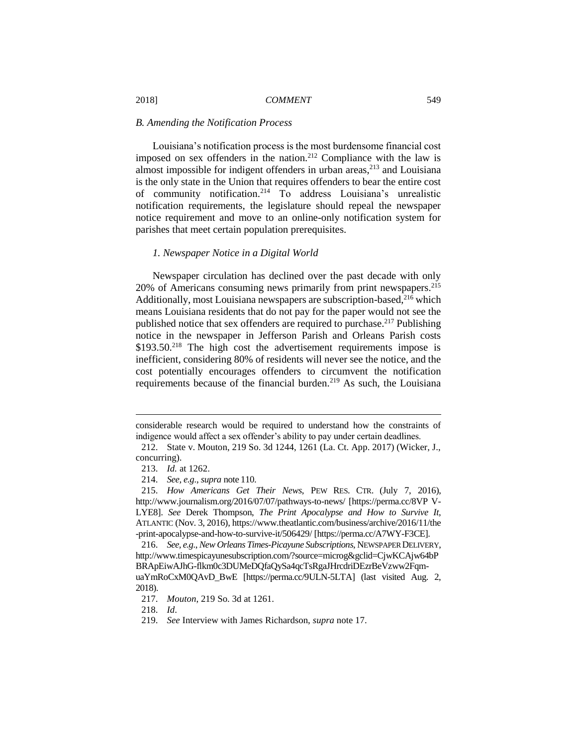### *B. Amending the Notification Process*

Louisiana's notification process is the most burdensome financial cost imposed on sex offenders in the nation.[212] Compliance with the law is almost impossible for indigent offenders in urban areas,[213] and Louisiana is the only state in the Union that requires offenders to bear the entire cost of community notification.[214] To address Louisiana's unrealistic notification requirements, the legislature should repeal the newspaper notice requirement and move to an online-only notification system for parishes that meet certain population prerequisites.

#### *1. Newspaper Notice in a Digital World*

Newspaper circulation has declined over the past decade with only 20% of Americans consuming news primarily from print newspapers.[215] Additionally, most Louisiana newspapers are subscription-based,[216] which means Louisiana residents that do not pay for the paper would not see the published notice that sex offenders are required to purchase.[217] Publishing notice in the newspaper in Jefferson Parish and Orleans Parish costs $193.50.[218] The high cost the advertisement requirements impose is inefficient, considering 80% of residents will never see the notice, and the cost potentially encourages offenders to circumvent the notification requirements because of the financial burden.[219] As such, the Louisiana

---

considerable research would be required to understand how the constraints of indigence would affect a sex offender's ability to pay under certain deadlines.

212. State v. Mouton, 219 So. 3d 1244, 1261 (La. Ct. App. 2017) (Wicker, J., concurring).

213. *Id.* at 1262.

214. *See, e.g.*, *supra* note 110.

215. *How Americans Get Their News*, PEW RES. CTR. (July 7, 2016), http://www.journalism.org/2016/07/07/pathways-to-news/ [https://perma.cc/8VP V-LYE8]. *See* Derek Thompson, *The Print Apocalypse and How to Survive It*, ATLANTIC (Nov. 3, 2016), https://www.theatlantic.com/business/archive/2016/11/the-print-apocalypse-and-how-to-survive-it/506429/ [https://perma.cc/A7WY-F3CE].

216. *See, e.g.*, *New Orleans Times-Picayune Subscriptions*, NEWSPAPER DELIVERY, http://www.timespicayunesubscription.com/?source=microg&gclid=CjwKCAjw64bPBRApEiwAJhG-flkm0c3DUMeDQfaQySa4qcTsRgaJHrcdriDEzrBeVzww2Fqm-uaYmRoCxM0QAvD_BwE [https://perma.cc/9ULN-5LTA] (last visited Aug. 2, 2018).

217. *Mouton*, 219 So. 3d at 1261.

218. *Id*.

219. *See* Interview with James Richardson, *supra* note 17.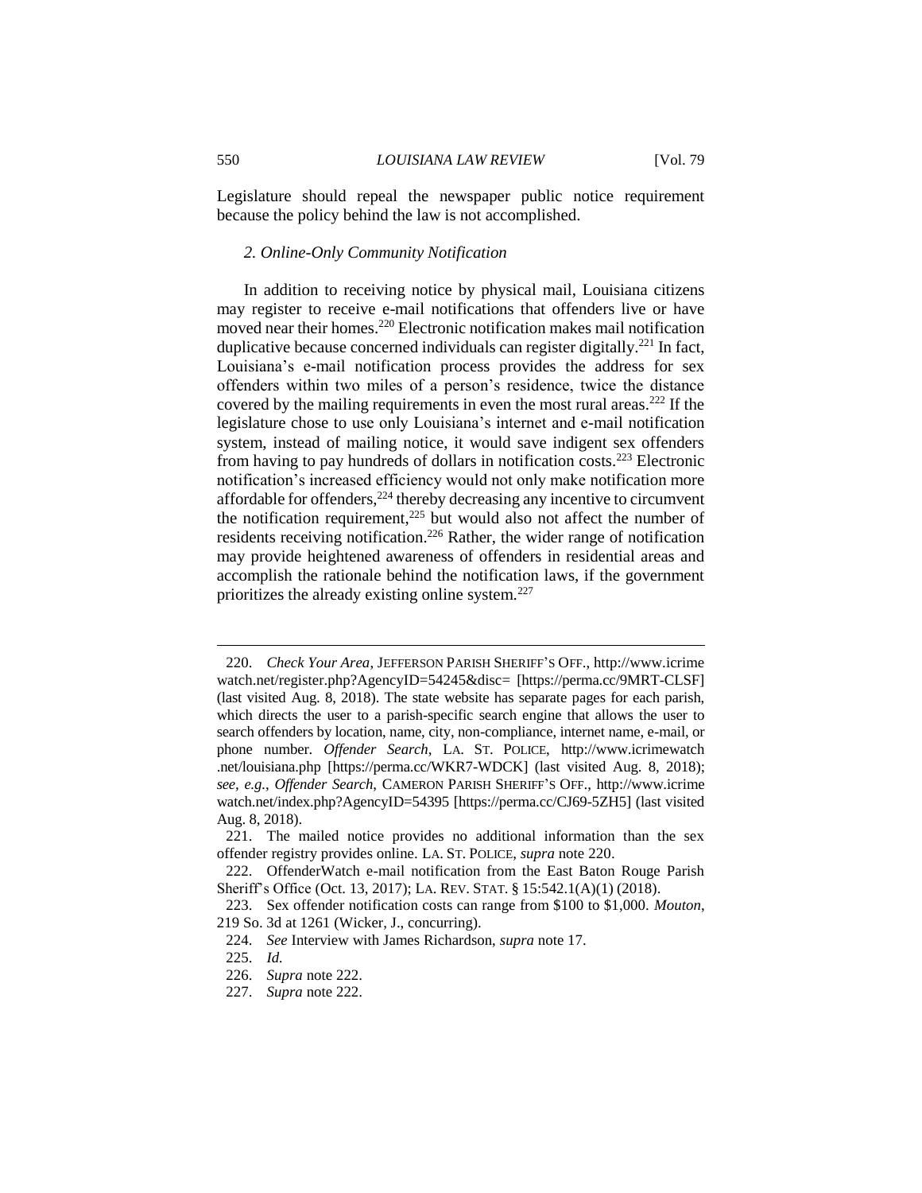Legislature should repeal the newspaper public notice requirement because the policy behind the law is not accomplished.

### *2. Online-Only Community Notification*

In addition to receiving notice by physical mail, Louisiana citizens may register to receive e-mail notifications that offenders live or have moved near their homes.[220] Electronic notification makes mail notification duplicative because concerned individuals can register digitally.[221] In fact, Louisiana's e-mail notification process provides the address for sex offenders within two miles of a person's residence, twice the distance covered by the mailing requirements in even the most rural areas.[222] If the legislature chose to use only Louisiana's internet and e-mail notification system, instead of mailing notice, it would save indigent sex offenders from having to pay hundreds of dollars in notification costs.[223] Electronic notification's increased efficiency would not only make notification more affordable for offenders,[224] thereby decreasing any incentive to circumvent the notification requirement,[225] but would also not affect the number of residents receiving notification.[226] Rather, the wider range of notification may provide heightened awareness of offenders in residential areas and accomplish the rationale behind the notification laws, if the government prioritizes the already existing online system.[227]

---

220. *Check Your Area*, JEFFERSON PARISH SHERIFF'S OFF., http://www.icrimewatch.net/register.php?AgencyID=54245&disc= [https://perma.cc/9MRT-CLSF] (last visited Aug. 8, 2018). The state website has separate pages for each parish, which directs the user to a parish-specific search engine that allows the user to search offenders by location, name, city, non-compliance, internet name, e-mail, or phone number. *Offender Search*, LA. ST. POLICE, http://www.icrimewatch.net/louisiana.php [https://perma.cc/WKR7-WDCK] (last visited Aug. 8, 2018); *see, e.g.*, *Offender Search*, CAMERON PARISH SHERIFF'S OFF., http://www.icrimewatch.net/index.php?AgencyID=54395 [https://perma.cc/CJ69-5ZH5] (last visited Aug. 8, 2018).

221. The mailed notice provides no additional information than the sex offender registry provides online. LA. ST. POLICE, *supra* note 220.

222. OffenderWatch e-mail notification from the East Baton Rouge Parish Sheriff's Office (Oct. 13, 2017); LA. REV. STAT. § 15:542.1(A)(1) (2018).

223. Sex offender notification costs can range from $100 to $1,000. *Mouton*, 219 So. 3d at 1261 (Wicker, J., concurring).

224. *See* Interview with James Richardson, *supra* note 17.

225. *Id.*

226. *Supra* note 222.

227. *Supra* note 222.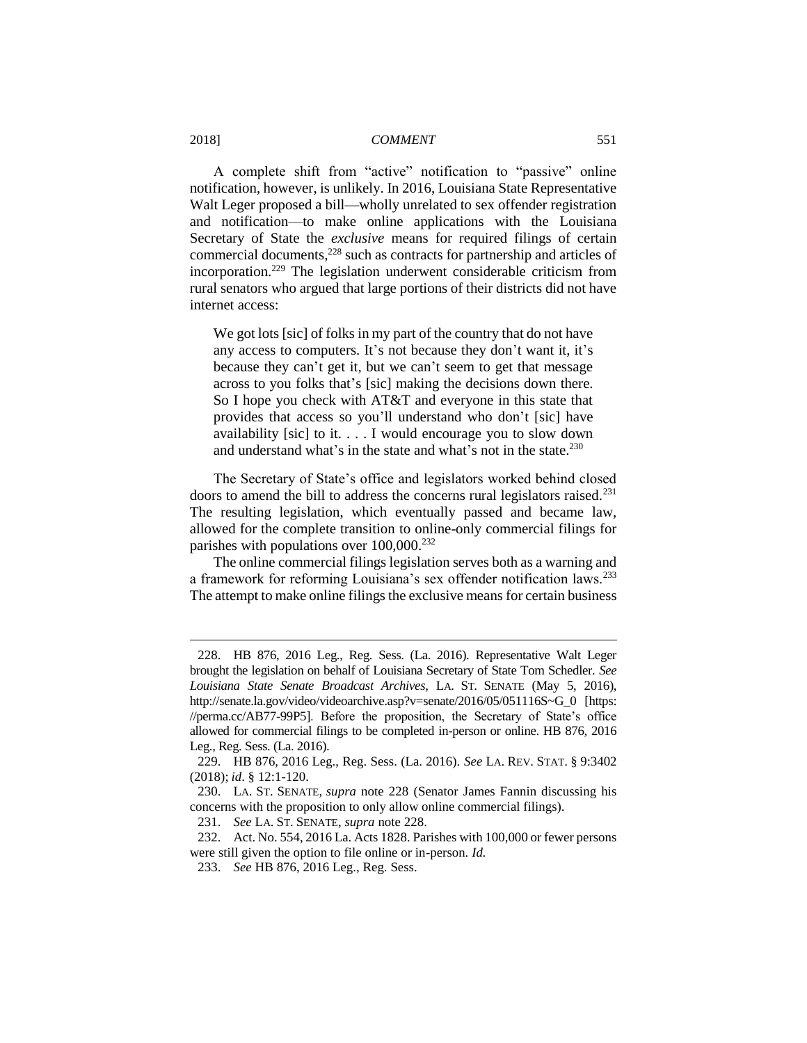A complete shift from "active" notification to "passive" online notification, however, is unlikely. In 2016, Louisiana State Representative Walt Leger proposed a bill—wholly unrelated to sex offender registration and notification—to make online applications with the Louisiana Secretary of State the *exclusive* means for required filings of certain commercial documents,[228] such as contracts for partnership and articles of incorporation.[229] The legislation underwent considerable criticism from rural senators who argued that large portions of their districts did not have internet access:

> We got lots [sic] of folks in my part of the country that do not have any access to computers. It's not because they don't want it, it's because they can't get it, but we can't seem to get that message across to you folks that's [sic] making the decisions down there. So I hope you check with AT&T and everyone in this state that provides that access so you'll understand who don't [sic] have availability [sic] to it. . . . I would encourage you to slow down and understand what's in the state and what's not in the state.[230]

The Secretary of State's office and legislators worked behind closed doors to amend the bill to address the concerns rural legislators raised.[231] The resulting legislation, which eventually passed and became law, allowed for the complete transition to online-only commercial filings for parishes with populations over 100,000.[232]

The online commercial filings legislation serves both as a warning and a framework for reforming Louisiana's sex offender notification laws.[233] The attempt to make online filings the exclusive means for certain business

---

228. HB 876, 2016 Leg., Reg. Sess. (La. 2016). Representative Walt Leger brought the legislation on behalf of Louisiana Secretary of State Tom Schedler. *See Louisiana State Senate Broadcast Archives*, LA. ST. SENATE (May 5, 2016), http://senate.la.gov/video/videoarchive.asp?v=senate/2016/05/051116S~G_0 [https://perma.cc/AB77-99P5]. Before the proposition, the Secretary of State's office allowed for commercial filings to be completed in-person or online. HB 876, 2016 Leg., Reg. Sess. (La. 2016).

229. HB 876, 2016 Leg., Reg. Sess. (La. 2016). *See* LA. REV. STAT. § 9:3402 (2018); *id*. § 12:1-120.

230. LA. ST. SENATE, *supra* note 228 (Senator James Fannin discussing his concerns with the proposition to only allow online commercial filings).

231. *See* LA. ST. SENATE, *supra* note 228.

232. Act. No. 554, 2016 La. Acts 1828. Parishes with 100,000 or fewer persons were still given the option to file online or in-person. *Id.*

233. *See* HB 876, 2016 Leg., Reg. Sess.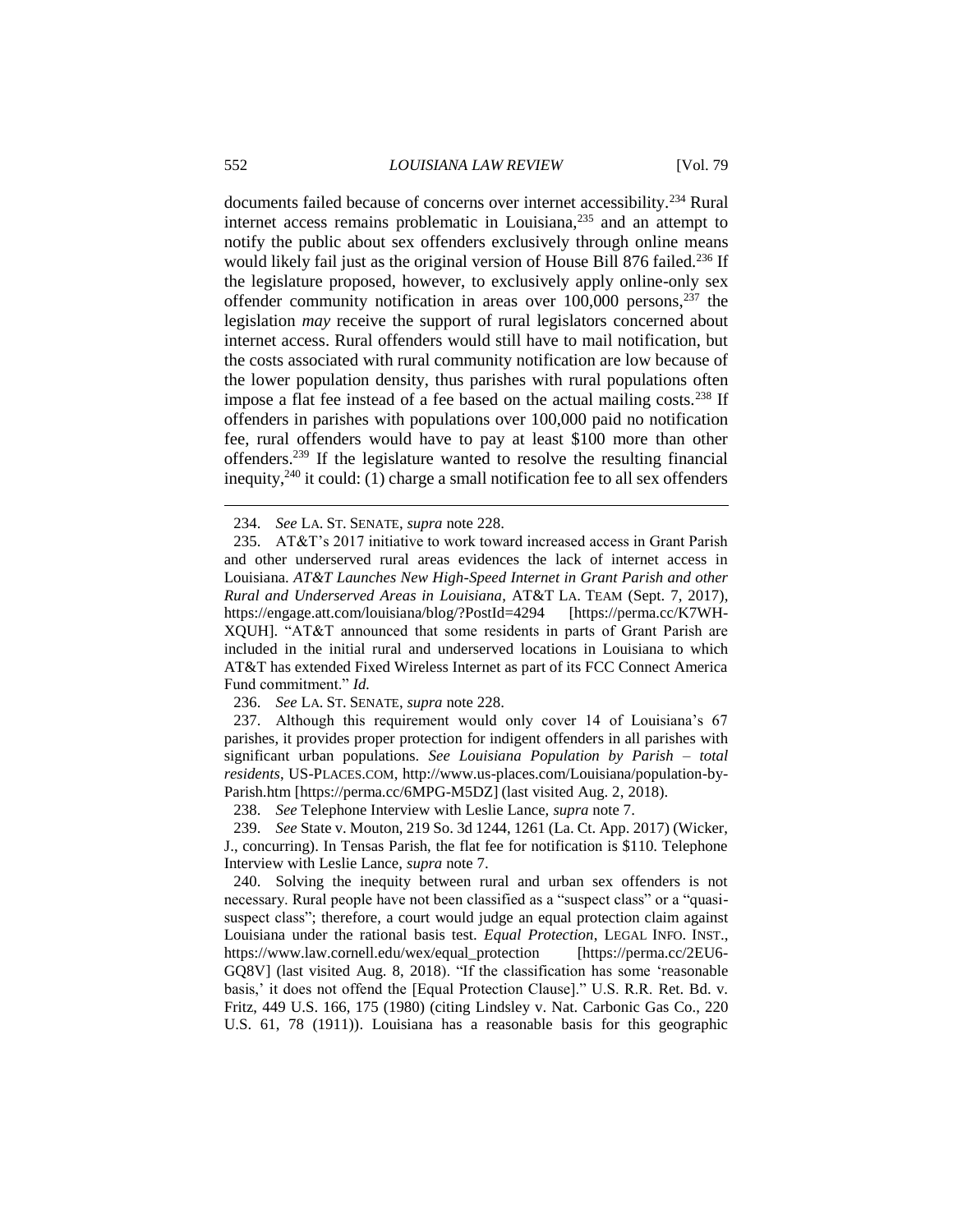documents failed because of concerns over internet accessibility.[234] Rural internet access remains problematic in Louisiana,[235] and an attempt to notify the public about sex offenders exclusively through online means would likely fail just as the original version of House Bill 876 failed.[236] If the legislature proposed, however, to exclusively apply online-only sex offender community notification in areas over 100,000 persons,[237] the legislation *may* receive the support of rural legislators concerned about internet access. Rural offenders would still have to mail notification, but the costs associated with rural community notification are low because of the lower population density, thus parishes with rural populations often impose a flat fee instead of a fee based on the actual mailing costs.[238] If offenders in parishes with populations over 100,000 paid no notification fee, rural offenders would have to pay at least $100 more than other offenders.[239] If the legislature wanted to resolve the resulting financial inequity,[240] it could: (1) charge a small notification fee to all sex offenders

---

234. *See* LA. ST. SENATE, *supra* note 228.

235. AT&T's 2017 initiative to work toward increased access in Grant Parish and other underserved rural areas evidences the lack of internet access in Louisiana. *AT&T Launches New High-Speed Internet in Grant Parish and other Rural and Underserved Areas in Louisiana*, AT&T LA. TEAM (Sept. 7, 2017), https://engage.att.com/louisiana/blog/?PostId=4294 [https://perma.cc/K7WH-XQUH]. "AT&T announced that some residents in parts of Grant Parish are included in the initial rural and underserved locations in Louisiana to which AT&T has extended Fixed Wireless Internet as part of its FCC Connect America Fund commitment." *Id.*

236. *See* LA. ST. SENATE, *supra* note 228.

237. Although this requirement would only cover 14 of Louisiana's 67 parishes, it provides proper protection for indigent offenders in all parishes with significant urban populations. *See Louisiana Population by Parish – total residents*, US-PLACES.COM, http://www.us-places.com/Louisiana/population-by-Parish.htm [https://perma.cc/6MPG-M5DZ] (last visited Aug. 2, 2018).

238. *See* Telephone Interview with Leslie Lance, *supra* note 7.

239. *See* State v. Mouton, 219 So. 3d 1244, 1261 (La. Ct. App. 2017) (Wicker, J., concurring). In Tensas Parish, the flat fee for notification is $110. Telephone Interview with Leslie Lance, *supra* note 7.

240. Solving the inequity between rural and urban sex offenders is not necessary. Rural people have not been classified as a "suspect class" or a "quasi-suspect class"; therefore, a court would judge an equal protection claim against Louisiana under the rational basis test. *Equal Protection*, LEGAL INFO. INST., https://www.law.cornell.edu/wex/equal_protection [https://perma.cc/2EU6-GQ8V] (last visited Aug. 8, 2018). "If the classification has some 'reasonable basis,' it does not offend the [Equal Protection Clause]." U.S. R.R. Ret. Bd. v. Fritz, 449 U.S. 166, 175 (1980) (citing Lindsley v. Nat. Carbonic Gas Co., 220 U.S. 61, 78 (1911)). Louisiana has a reasonable basis for this geographic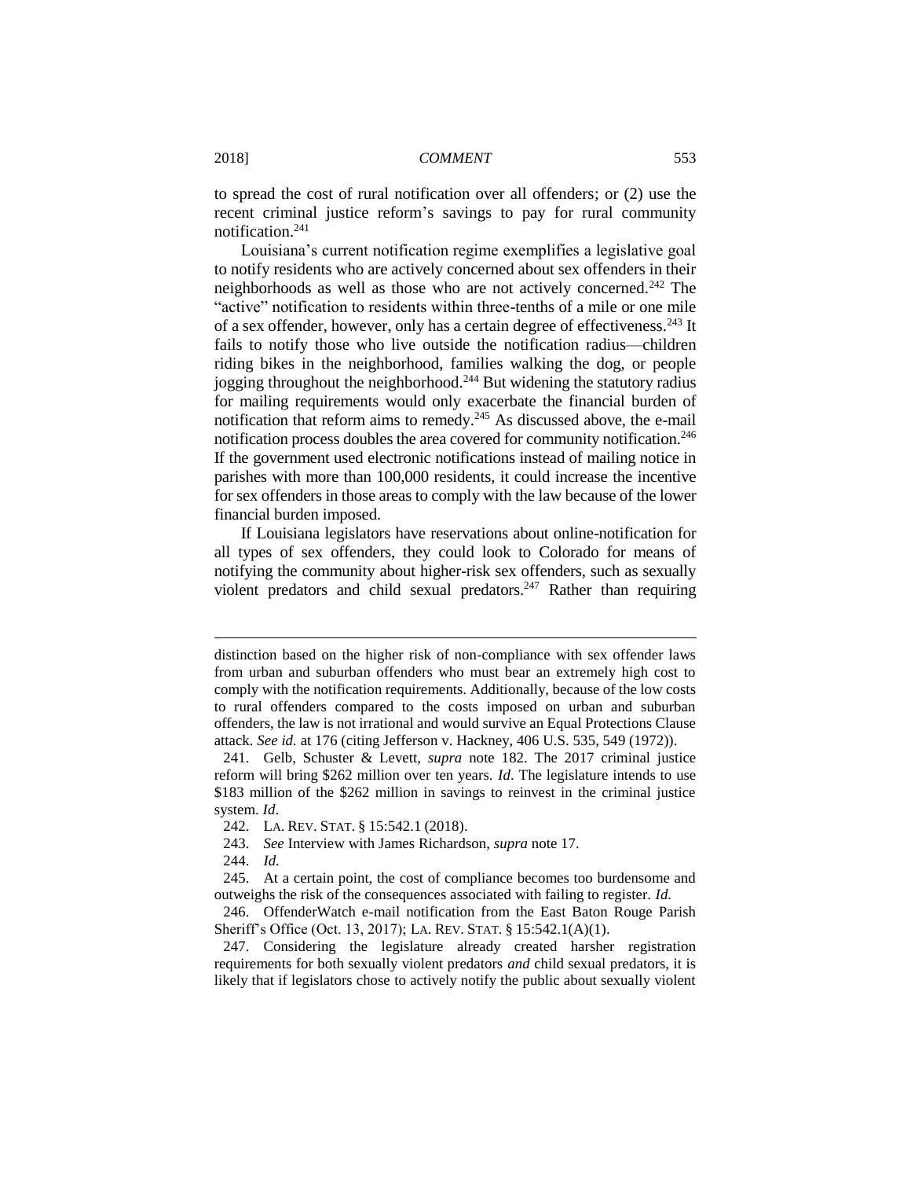to spread the cost of rural notification over all offenders; or (2) use the recent criminal justice reform's savings to pay for rural community notification.[241]

Louisiana's current notification regime exemplifies a legislative goal to notify residents who are actively concerned about sex offenders in their neighborhoods as well as those who are not actively concerned.[242] The "active" notification to residents within three-tenths of a mile or one mile of a sex offender, however, only has a certain degree of effectiveness.[243] It fails to notify those who live outside the notification radius—children riding bikes in the neighborhood, families walking the dog, or people jogging throughout the neighborhood.[244] But widening the statutory radius for mailing requirements would only exacerbate the financial burden of notification that reform aims to remedy.[245] As discussed above, the e-mail notification process doubles the area covered for community notification.[246] If the government used electronic notifications instead of mailing notice in parishes with more than 100,000 residents, it could increase the incentive for sex offenders in those areas to comply with the law because of the lower financial burden imposed.

If Louisiana legislators have reservations about online-notification for all types of sex offenders, they could look to Colorado for means of notifying the community about higher-risk sex offenders, such as sexually violent predators and child sexual predators.[247] Rather than requiring

---

distinction based on the higher risk of non-compliance with sex offender laws from urban and suburban offenders who must bear an extremely high cost to comply with the notification requirements. Additionally, because of the low costs to rural offenders compared to the costs imposed on urban and suburban offenders, the law is not irrational and would survive an Equal Protections Clause attack. *See id.* at 176 (citing Jefferson v. Hackney, 406 U.S. 535, 549 (1972)).

241. Gelb, Schuster & Levett, *supra* note 182. The 2017 criminal justice reform will bring $262 million over ten years. *Id*. The legislature intends to use $183 million of the $262 million in savings to reinvest in the criminal justice system. *Id*.

242. LA. REV. STAT. § 15:542.1 (2018).

243. *See* Interview with James Richardson, *supra* note 17.

244. *Id.*

245. At a certain point, the cost of compliance becomes too burdensome and outweighs the risk of the consequences associated with failing to register. *Id.*

246. OffenderWatch e-mail notification from the East Baton Rouge Parish Sheriff's Office (Oct. 13, 2017); LA. REV. STAT. § 15:542.1(A)(1).

247. Considering the legislature already created harsher registration requirements for both sexually violent predators *and* child sexual predators, it is likely that if legislators chose to actively notify the public about sexually violent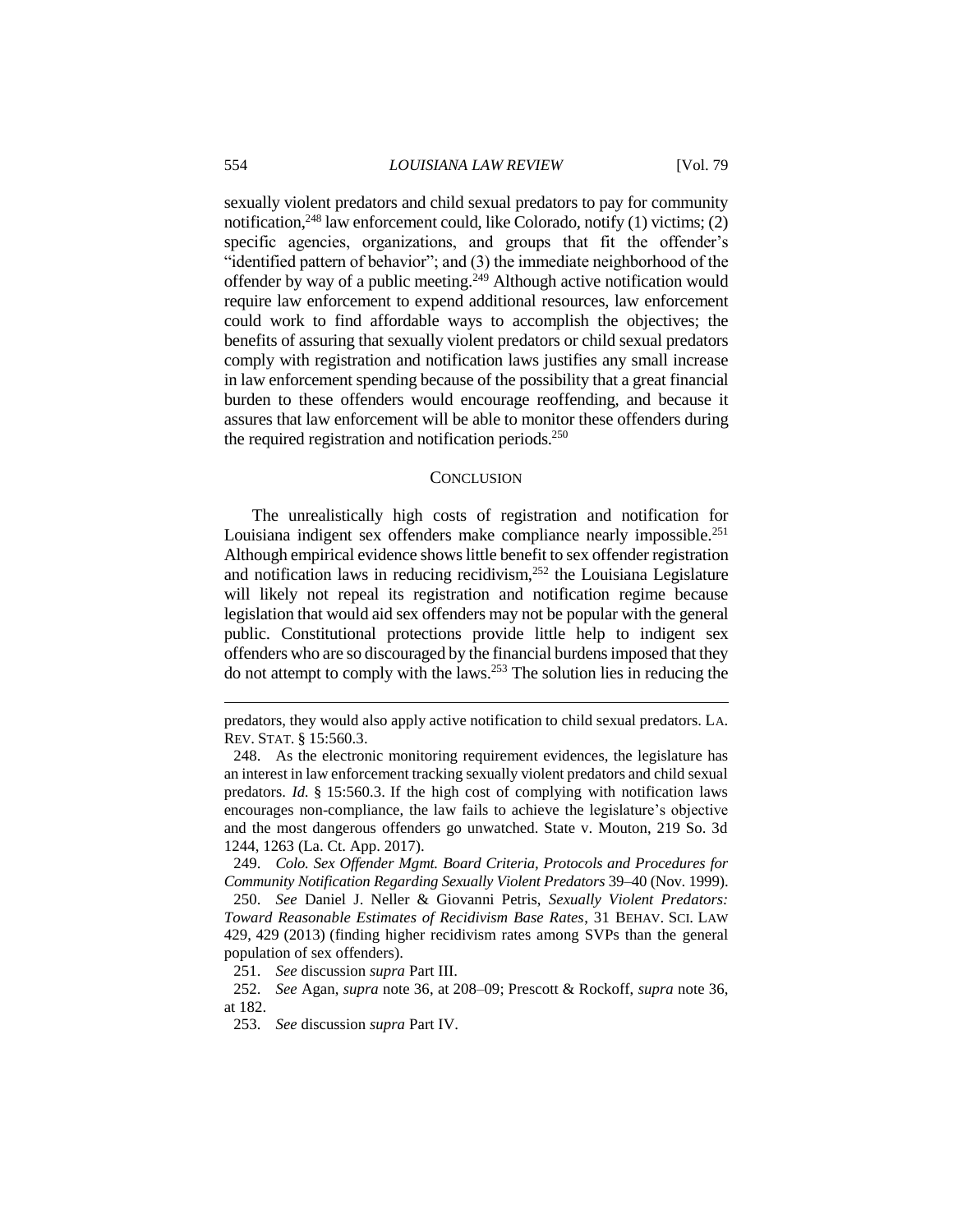sexually violent predators and child sexual predators to pay for community notification,[248] law enforcement could, like Colorado, notify (1) victims; (2) specific agencies, organizations, and groups that fit the offender's "identified pattern of behavior"; and (3) the immediate neighborhood of the offender by way of a public meeting.[249] Although active notification would require law enforcement to expend additional resources, law enforcement could work to find affordable ways to accomplish the objectives; the benefits of assuring that sexually violent predators or child sexual predators comply with registration and notification laws justifies any small increase in law enforcement spending because of the possibility that a great financial burden to these offenders would encourage reoffending, and because it assures that law enforcement will be able to monitor these offenders during the required registration and notification periods.[250]

## CONCLUSION

The unrealistically high costs of registration and notification for Louisiana indigent sex offenders make compliance nearly impossible.[251] Although empirical evidence shows little benefit to sex offender registration and notification laws in reducing recidivism,[252] the Louisiana Legislature will likely not repeal its registration and notification regime because legislation that would aid sex offenders may not be popular with the general public. Constitutional protections provide little help to indigent sex offenders who are so discouraged by the financial burdens imposed that they do not attempt to comply with the laws.[253] The solution lies in reducing the

---

predators, they would also apply active notification to child sexual predators. LA. REV. STAT. § 15:560.3.

248. As the electronic monitoring requirement evidences, the legislature has an interest in law enforcement tracking sexually violent predators and child sexual predators. *Id.* § 15:560.3. If the high cost of complying with notification laws encourages non-compliance, the law fails to achieve the legislature's objective and the most dangerous offenders go unwatched. State v. Mouton, 219 So. 3d 1244, 1263 (La. Ct. App. 2017).

249. *Colo. Sex Offender Mgmt. Board Criteria, Protocols and Procedures for Community Notification Regarding Sexually Violent Predators* 39–40 (Nov. 1999).

250. *See* Daniel J. Neller & Giovanni Petris, *Sexually Violent Predators: Toward Reasonable Estimates of Recidivism Base Rates*, 31 BEHAV. SCI. LAW 429, 429 (2013) (finding higher recidivism rates among SVPs than the general population of sex offenders).

251. *See* discussion *supra* Part III.

252. *See* Agan, *supra* note 36, at 208–09; Prescott & Rockoff, *supra* note 36, at 182.

253. *See* discussion *supra* Part IV.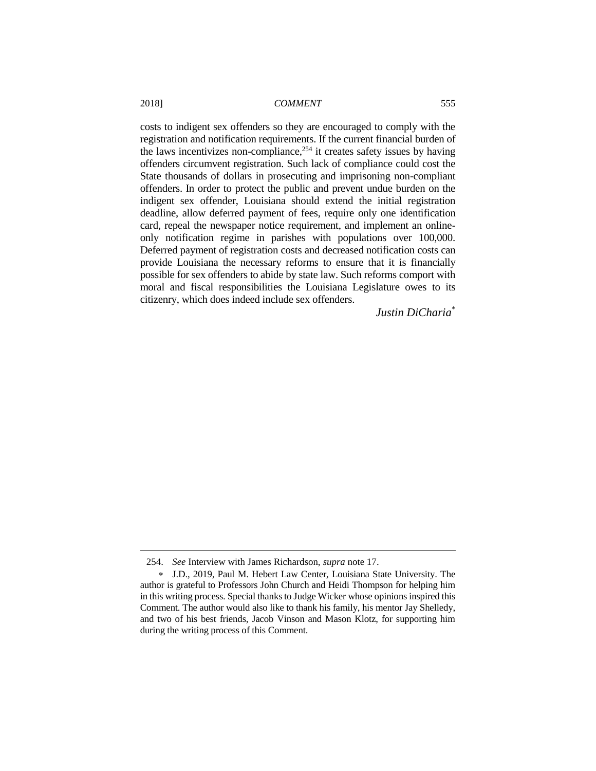costs to indigent sex offenders so they are encouraged to comply with the registration and notification requirements. If the current financial burden of the laws incentivizes non-compliance,[254] it creates safety issues by having offenders circumvent registration. Such lack of compliance could cost the State thousands of dollars in prosecuting and imprisoning non-compliant offenders. In order to protect the public and prevent undue burden on the indigent sex offender, Louisiana should extend the initial registration deadline, allow deferred payment of fees, require only one identification card, repeal the newspaper notice requirement, and implement an online-only notification regime in parishes with populations over 100,000. Deferred payment of registration costs and decreased notification costs can provide Louisiana the necessary reforms to ensure that it is financially possible for sex offenders to abide by state law. Such reforms comport with moral and fiscal responsibilities the Louisiana Legislature owes to its citizenry, which does indeed include sex offenders.

*Justin DiCharia*[*]

---

254. *See* Interview with James Richardson, *supra* note 17.

* J.D., 2019, Paul M. Hebert Law Center, Louisiana State University. The author is grateful to Professors John Church and Heidi Thompson for helping him in this writing process. Special thanks to Judge Wicker whose opinions inspired this Comment. The author would also like to thank his family, his mentor Jay Shelledy, and two of his best friends, Jacob Vinson and Mason Klotz, for supporting him during the writing process of this Comment.